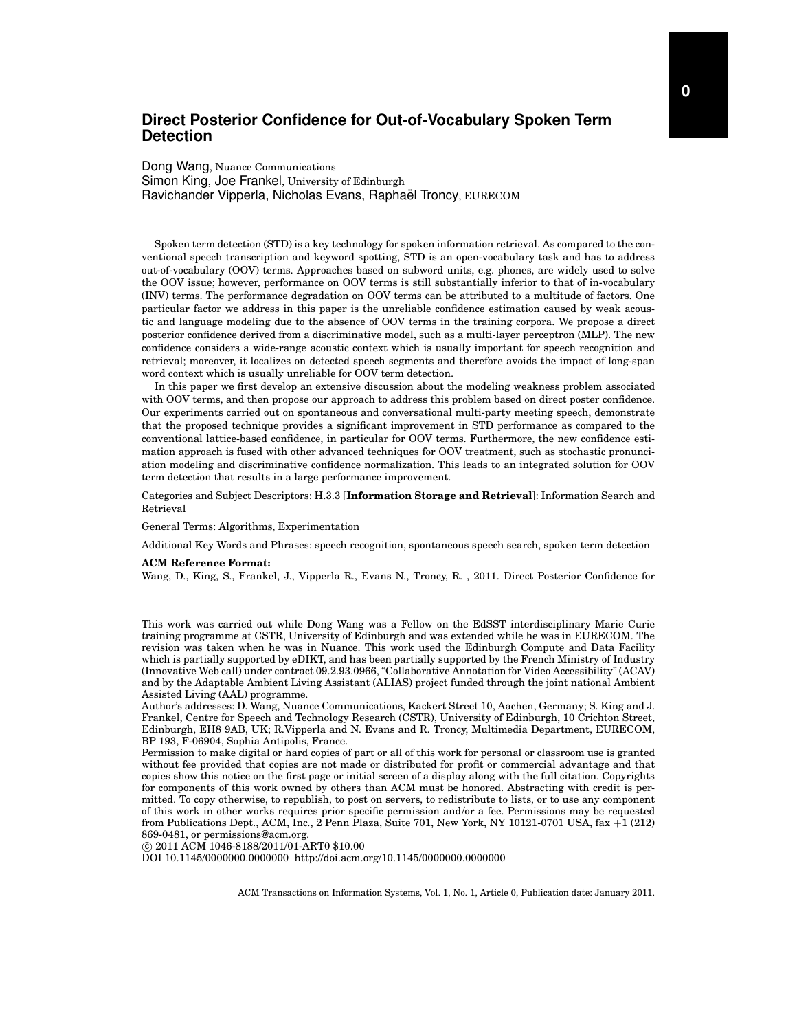# Direct Posterior Confidence for Out-of-Vocabulary Spoken Term Detection

Dong Wang, Nuance Communications
Simon King, Joe Frankel, University of Edinburgh
Ravichander Vipperla, Nicholas Evans, Raphaël Troncy, EURECOM

Spoken term detection (STD) is a key technology for spoken information retrieval. As compared to the conventional speech transcription and keyword spotting, STD is an open-vocabulary task and has to address out-of-vocabulary (OOV) terms. Approaches based on subword units, e.g. phones, are widely used to solve the OOV issue; however, performance on OOV terms is still substantially inferior to that of in-vocabulary (INV) terms. The performance degradation on OOV terms can be attributed to a multitude of factors. One particular factor we address in this paper is the unreliable confidence estimation caused by weak acoustic and language modeling due to the absence of OOV terms in the training corpora. We propose a direct posterior confidence derived from a discriminative model, such as a multi-layer perceptron (MLP). The new confidence considers a wide-range acoustic context which is usually important for speech recognition and retrieval; moreover, it localizes on detected speech segments and therefore avoids the impact of long-span word context which is usually unreliable for OOV term detection.

In this paper we first develop an extensive discussion about the modeling weakness problem associated with OOV terms, and then propose our approach to address this problem based on direct poster confidence. Our experiments carried out on spontaneous and conversational multi-party meeting speech, demonstrate that the proposed technique provides a significant improvement in STD performance as compared to the conventional lattice-based confidence, in particular for OOV terms. Furthermore, the new confidence estimation approach is fused with other advanced techniques for OOV treatment, such as stochastic pronunciation modeling and discriminative confidence normalization. This leads to an integrated solution for OOV term detection that results in a large performance improvement.

Categories and Subject Descriptors: H.3.3 [**Information Storage and Retrieval**]: Information Search and Retrieval

General Terms: Algorithms, Experimentation

Additional Key Words and Phrases: speech recognition, spontaneous speech search, spoken term detection

**ACM Reference Format:**
Wang, D., King, S., Frankel, J., Vipperla R., Evans N., Troncy, R. , 2011. Direct Posterior Confidence for

---

This work was carried out while Dong Wang was a Fellow on the EdSST interdisciplinary Marie Curie training programme at CSTR, University of Edinburgh and was extended while he was in EURECOM. The revision was taken when he was in Nuance. This work used the Edinburgh Compute and Data Facility which is partially supported by eDIKT, and has been partially supported by the French Ministry of Industry (Innovative Web call) under contract 09.2.93.0966, "Collaborative Annotation for Video Accessibility" (ACAV) and by the Adaptable Ambient Living Assistant (ALIAS) project funded through the joint national Ambient Assisted Living (AAL) programme.

Author's addresses: D. Wang, Nuance Communications, Kackert Street 10, Aachen, Germany; S. King and J. Frankel, Centre for Speech and Technology Research (CSTR), University of Edinburgh, 10 Crichton Street, Edinburgh, EH8 9AB, UK; R.Vipperla and N. Evans and R. Troncy, Multimedia Department, EURECOM, BP 193, F-06904, Sophia Antipolis, France.

Permission to make digital or hard copies of part or all of this work for personal or classroom use is granted without fee provided that copies are not made or distributed for profit or commercial advantage and that copies show this notice on the first page or initial screen of a display along with the full citation. Copyrights for components of this work owned by others than ACM must be honored. Abstracting with credit is permitted. To copy otherwise, to republish, to post on servers, to redistribute to lists, or to use any component of this work in other works requires prior specific permission and/or a fee. Permissions may be requested from Publications Dept., ACM, Inc., 2 Penn Plaza, Suite 701, New York, NY 10121-0701 USA, fax +1 (212) 869-0481, or permissions@acm.org.

© 2011 ACM 1046-8188/2011/01-ART0 $10.00

DOI 10.1145/0000000.0000000 http://doi.acm.org/10.1145/0000000.0000000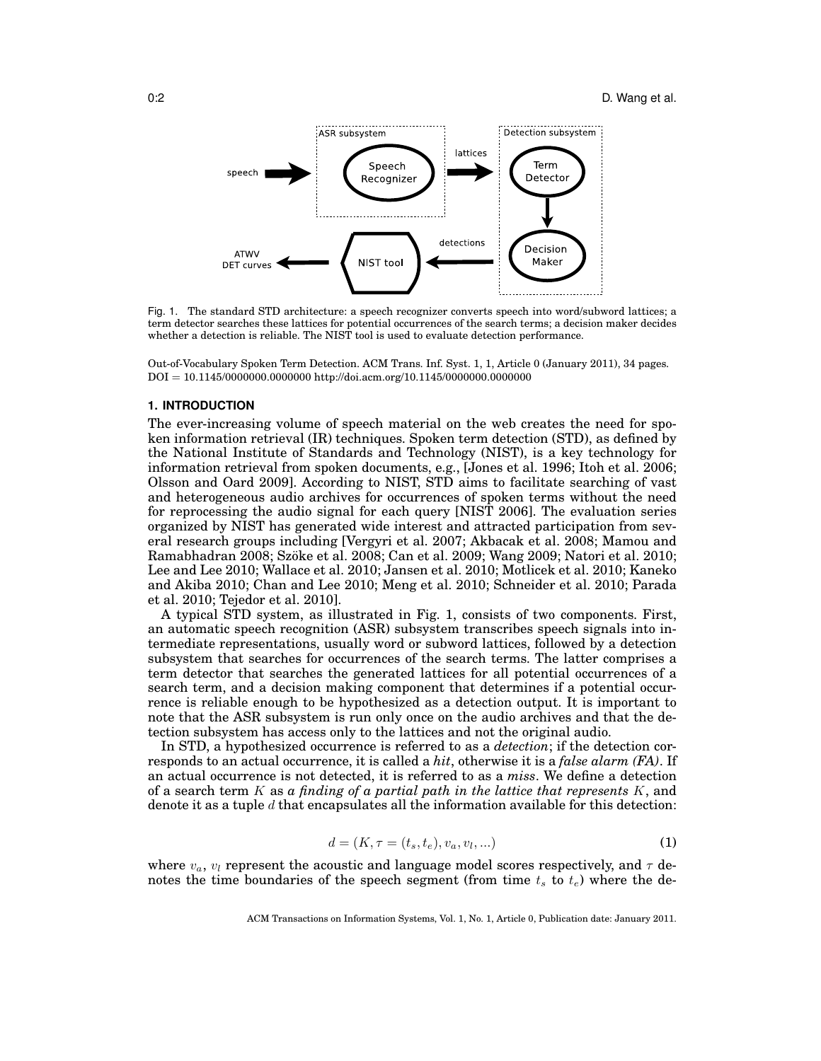Fig. 1. The standard STD architecture: a speech recognizer converts speech into word/subword lattices; a term detector searches these lattices for potential occurrences of the search terms; a decision maker decides whether a detection is reliable. The NIST tool is used to evaluate detection performance.

Out-of-Vocabulary Spoken Term Detection. ACM Trans. Inf. Syst. 1, 1, Article 0 (January 2011), 34 pages.
DOI = 10.1145/0000000.0000000 http://doi.acm.org/10.1145/0000000.0000000

## 1. INTRODUCTION

The ever-increasing volume of speech material on the web creates the need for spoken information retrieval (IR) techniques. Spoken term detection (STD), as defined by the National Institute of Standards and Technology (NIST), is a key technology for information retrieval from spoken documents, e.g., [Jones et al. 1996; Itoh et al. 2006; Olsson and Oard 2009]. According to NIST, STD aims to facilitate searching of vast and heterogeneous audio archives for occurrences of spoken terms without the need for reprocessing the audio signal for each query [NIST 2006]. The evaluation series organized by NIST has generated wide interest and attracted participation from several research groups including [Vergyri et al. 2007; Akbacak et al. 2008; Mamou and Ramabhadran 2008; Szöke et al. 2008; Can et al. 2009; Wang 2009; Natori et al. 2010; Lee and Lee 2010; Wallace et al. 2010; Jansen et al. 2010; Motlicek et al. 2010; Kaneko and Akiba 2010; Chan and Lee 2010; Meng et al. 2010; Schneider et al. 2010; Parada et al. 2010; Tejedor et al. 2010].

A typical STD system, as illustrated in Fig. 1, consists of two components. First, an automatic speech recognition (ASR) subsystem transcribes speech signals into intermediate representations, usually word or subword lattices, followed by a detection subsystem that searches for occurrences of the search terms. The latter comprises a term detector that searches the generated lattices for all potential occurrences of a search term, and a decision making component that determines if a potential occurrence is reliable enough to be hypothesized as a detection output. It is important to note that the ASR subsystem is run only once on the audio archives and that the detection subsystem has access only to the lattices and not the original audio.

In STD, a hypothesized occurrence is referred to as a *detection*; if the detection corresponds to an actual occurrence, it is called a *hit*, otherwise it is a *false alarm (FA)*. If an actual occurrence is not detected, it is referred to as a *miss*. We define a detection of a search term $K$ as *a finding of a partial path in the lattice that represents* $K$, and denote it as a tuple $d$ that encapsulates all the information available for this detection:

$$d = (K, \tau = (t_s, t_e), v_a, v_l, ...) \tag{1}$$

where $v_a$, $v_l$ represent the acoustic and language model scores respectively, and $\tau$ denotes the time boundaries of the speech segment (from time $t_s$ to $t_e$) where the de-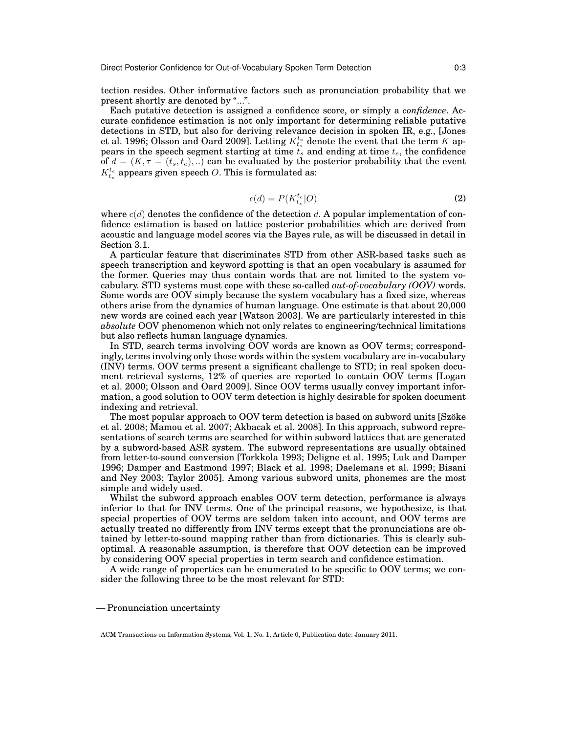tection resides. Other informative factors such as pronunciation probability that we present shortly are denoted by "...".

Each putative detection is assigned a confidence score, or simply a *confidence*. Accurate confidence estimation is not only important for determining reliable putative detections in STD, but also for deriving relevance decision in spoken IR, e.g., [Jones et al. 1996; Olsson and Oard 2009]. Letting $K_{t_s}^{t_e}$ denote the event that the term $K$ appears in the speech segment starting at time $t_s$ and ending at time $t_e$, the confidence of $d = (K, \tau = (t_s, t_e), ..)$ can be evaluated by the posterior probability that the event $K_{t_s}^{t_e}$ appears given speech $O$. This is formulated as:

$$c(d) = P(K_{t_s}^{t_e}|O) \tag{2}$$

where $c(d)$ denotes the confidence of the detection $d$. A popular implementation of confidence estimation is based on lattice posterior probabilities which are derived from acoustic and language model scores via the Bayes rule, as will be discussed in detail in Section 3.1.

A particular feature that discriminates STD from other ASR-based tasks such as speech transcription and keyword spotting is that an open vocabulary is assumed for the former. Queries may thus contain words that are not limited to the system vocabulary. STD systems must cope with these so-called *out-of-vocabulary (OOV)* words. Some words are OOV simply because the system vocabulary has a fixed size, whereas others arise from the dynamics of human language. One estimate is that about 20,000 new words are coined each year [Watson 2003]. We are particularly interested in this *absolute* OOV phenomenon which not only relates to engineering/technical limitations but also reflects human language dynamics.

In STD, search terms involving OOV words are known as OOV terms; correspondingly, terms involving only those words within the system vocabulary are in-vocabulary (INV) terms. OOV terms present a significant challenge to STD; in real spoken document retrieval systems, 12% of queries are reported to contain OOV terms [Logan et al. 2000; Olsson and Oard 2009]. Since OOV terms usually convey important information, a good solution to OOV term detection is highly desirable for spoken document indexing and retrieval.

The most popular approach to OOV term detection is based on subword units [Szöke et al. 2008; Mamou et al. 2007; Akbacak et al. 2008]. In this approach, subword representations of search terms are searched for within subword lattices that are generated by a subword-based ASR system. The subword representations are usually obtained from letter-to-sound conversion [Torkkola 1993; Deligne et al. 1995; Luk and Damper 1996; Damper and Eastmond 1997; Black et al. 1998; Daelemans et al. 1999; Bisani and Ney 2003; Taylor 2005]. Among various subword units, phonemes are the most simple and widely used.

Whilst the subword approach enables OOV term detection, performance is always inferior to that for INV terms. One of the principal reasons, we hypothesize, is that special properties of OOV terms are seldom taken into account, and OOV terms are actually treated no differently from INV terms except that the pronunciations are obtained by letter-to-sound mapping rather than from dictionaries. This is clearly suboptimal. A reasonable assumption, is therefore that OOV detection can be improved by considering OOV special properties in term search and confidence estimation.

A wide range of properties can be enumerated to be specific to OOV terms; we consider the following three to be the most relevant for STD:

— Pronunciation uncertainty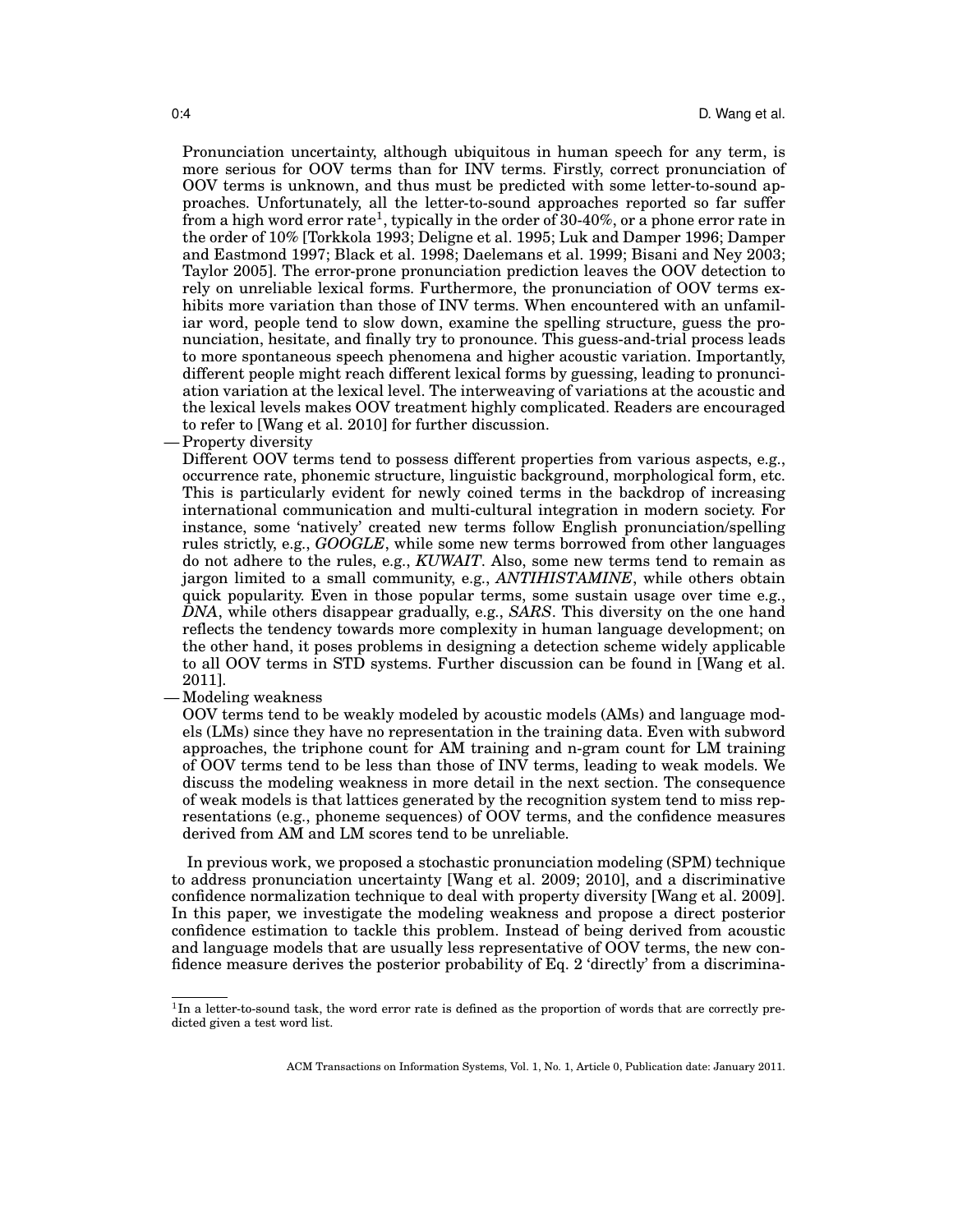Pronunciation uncertainty, although ubiquitous in human speech for any term, is more serious for OOV terms than for INV terms. Firstly, correct pronunciation of OOV terms is unknown, and thus must be predicted with some letter-to-sound approaches. Unfortunately, all the letter-to-sound approaches reported so far suffer from a high word error rate[1], typically in the order of 30-40%, or a phone error rate in the order of 10% [Torkkola 1993; Deligne et al. 1995; Luk and Damper 1996; Damper and Eastmond 1997; Black et al. 1998; Daelemans et al. 1999; Bisani and Ney 2003; Taylor 2005]. The error-prone pronunciation prediction leaves the OOV detection to rely on unreliable lexical forms. Furthermore, the pronunciation of OOV terms exhibits more variation than those of INV terms. When encountered with an unfamiliar word, people tend to slow down, examine the spelling structure, guess the pronunciation, hesitate, and finally try to pronounce. This guess-and-trial process leads to more spontaneous speech phenomena and higher acoustic variation. Importantly, different people might reach different lexical forms by guessing, leading to pronunciation variation at the lexical level. The interweaving of variations at the acoustic and the lexical levels makes OOV treatment highly complicated. Readers are encouraged to refer to [Wang et al. 2010] for further discussion.

— Property diversity

Different OOV terms tend to possess different properties from various aspects, e.g., occurrence rate, phonemic structure, linguistic background, morphological form, etc. This is particularly evident for newly coined terms in the backdrop of increasing international communication and multi-cultural integration in modern society. For instance, some 'natively' created new terms follow English pronunciation/spelling rules strictly, e.g., *GOOGLE*, while some new terms borrowed from other languages do not adhere to the rules, e.g., *KUWAIT*. Also, some new terms tend to remain as jargon limited to a small community, e.g., *ANTIHISTAMINE*, while others obtain quick popularity. Even in those popular terms, some sustain usage over time e.g., *DNA*, while others disappear gradually, e.g., *SARS*. This diversity on the one hand reflects the tendency towards more complexity in human language development; on the other hand, it poses problems in designing a detection scheme widely applicable to all OOV terms in STD systems. Further discussion can be found in [Wang et al. 2011].

— Modeling weakness

OOV terms tend to be weakly modeled by acoustic models (AMs) and language models (LMs) since they have no representation in the training data. Even with subword approaches, the triphone count for AM training and n-gram count for LM training of OOV terms tend to be less than those of INV terms, leading to weak models. We discuss the modeling weakness in more detail in the next section. The consequence of weak models is that lattices generated by the recognition system tend to miss representations (e.g., phoneme sequences) of OOV terms, and the confidence measures derived from AM and LM scores tend to be unreliable.

In previous work, we proposed a stochastic pronunciation modeling (SPM) technique to address pronunciation uncertainty [Wang et al. 2009; 2010], and a discriminative confidence normalization technique to deal with property diversity [Wang et al. 2009]. In this paper, we investigate the modeling weakness and propose a direct posterior confidence estimation to tackle this problem. Instead of being derived from acoustic and language models that are usually less representative of OOV terms, the new confidence measure derives the posterior probability of Eq. 2 'directly' from a discrimina-

[1] In a letter-to-sound task, the word error rate is defined as the proportion of words that are correctly predicted given a test word list.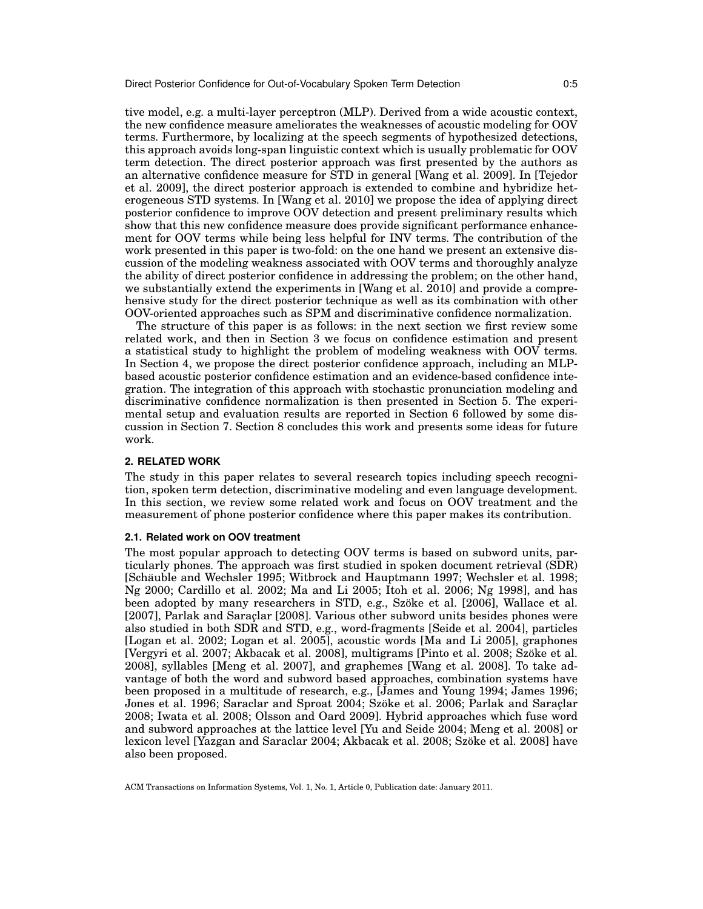tive model, e.g. a multi-layer perceptron (MLP). Derived from a wide acoustic context, the new confidence measure ameliorates the weaknesses of acoustic modeling for OOV terms. Furthermore, by localizing at the speech segments of hypothesized detections, this approach avoids long-span linguistic context which is usually problematic for OOV term detection. The direct posterior approach was first presented by the authors as an alternative confidence measure for STD in general [Wang et al. 2009]. In [Tejedor et al. 2009], the direct posterior approach is extended to combine and hybridize heterogeneous STD systems. In [Wang et al. 2010] we propose the idea of applying direct posterior confidence to improve OOV detection and present preliminary results which show that this new confidence measure does provide significant performance enhancement for OOV terms while being less helpful for INV terms. The contribution of the work presented in this paper is two-fold: on the one hand we present an extensive discussion of the modeling weakness associated with OOV terms and thoroughly analyze the ability of direct posterior confidence in addressing the problem; on the other hand, we substantially extend the experiments in [Wang et al. 2010] and provide a comprehensive study for the direct posterior technique as well as its combination with other OOV-oriented approaches such as SPM and discriminative confidence normalization.

The structure of this paper is as follows: in the next section we first review some related work, and then in Section 3 we focus on confidence estimation and present a statistical study to highlight the problem of modeling weakness with OOV terms. In Section 4, we propose the direct posterior confidence approach, including an MLP-based acoustic posterior confidence estimation and an evidence-based confidence integration. The integration of this approach with stochastic pronunciation modeling and discriminative confidence normalization is then presented in Section 5. The experimental setup and evaluation results are reported in Section 6 followed by some discussion in Section 7. Section 8 concludes this work and presents some ideas for future work.

## 2. RELATED WORK

The study in this paper relates to several research topics including speech recognition, spoken term detection, discriminative modeling and even language development. In this section, we review some related work and focus on OOV treatment and the measurement of phone posterior confidence where this paper makes its contribution.

### 2.1. Related work on OOV treatment

The most popular approach to detecting OOV terms is based on subword units, particularly phones. The approach was first studied in spoken document retrieval (SDR) [Schäuble and Wechsler 1995; Witbrock and Hauptmann 1997; Wechsler et al. 1998; Ng 2000; Cardillo et al. 2002; Ma and Li 2005; Itoh et al. 2006; Ng 1998], and has been adopted by many researchers in STD, e.g., Szöke et al. [2006], Wallace et al. [2007], Parlak and Saraçlar [2008]. Various other subword units besides phones were also studied in both SDR and STD, e.g., word-fragments [Seide et al. 2004], particles [Logan et al. 2002; Logan et al. 2005], acoustic words [Ma and Li 2005], graphones [Vergyri et al. 2007; Akbacak et al. 2008], multigrams [Pinto et al. 2008; Szöke et al. 2008], syllables [Meng et al. 2007], and graphemes [Wang et al. 2008]. To take advantage of both the word and subword based approaches, combination systems have been proposed in a multitude of research, e.g., [James and Young 1994; James 1996; Jones et al. 1996; Saraclar and Sproat 2004; Szöke et al. 2006; Parlak and Saraçlar 2008; Iwata et al. 2008; Olsson and Oard 2009]. Hybrid approaches which fuse word and subword approaches at the lattice level [Yu and Seide 2004; Meng et al. 2008] or lexicon level [Yazgan and Saraclar 2004; Akbacak et al. 2008; Szöke et al. 2008] have also been proposed.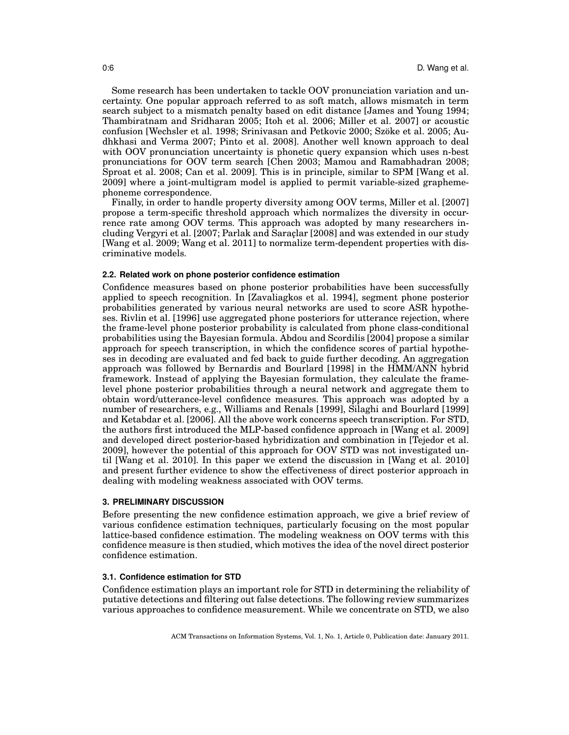Some research has been undertaken to tackle OOV pronunciation variation and uncertainty. One popular approach referred to as soft match, allows mismatch in term search subject to a mismatch penalty based on edit distance [James and Young 1994; Thambiratnam and Sridharan 2005; Itoh et al. 2006; Miller et al. 2007] or acoustic confusion [Wechsler et al. 1998; Srinivasan and Petkovic 2000; Szöke et al. 2005; Audhkhasi and Verma 2007; Pinto et al. 2008]. Another well known approach to deal with OOV pronunciation uncertainty is phonetic query expansion which uses n-best pronunciations for OOV term search [Chen 2003; Mamou and Ramabhadran 2008; Sproat et al. 2008; Can et al. 2009]. This is in principle, similar to SPM [Wang et al. 2009] where a joint-multigram model is applied to permit variable-sized grapheme-phoneme correspondence.

Finally, in order to handle property diversity among OOV terms, Miller et al. [2007] propose a term-specific threshold approach which normalizes the diversity in occurrence rate among OOV terms. This approach was adopted by many researchers including Vergyri et al. [2007; Parlak and Saraçlar [2008] and was extended in our study [Wang et al. 2009; Wang et al. 2011] to normalize term-dependent properties with discriminative models.

### 2.2. Related work on phone posterior confidence estimation

Confidence measures based on phone posterior probabilities have been successfully applied to speech recognition. In [Zavaliagkos et al. 1994], segment phone posterior probabilities generated by various neural networks are used to score ASR hypotheses. Rivlin et al. [1996] use aggregated phone posteriors for utterance rejection, where the frame-level phone posterior probability is calculated from phone class-conditional probabilities using the Bayesian formula. Abdou and Scordilis [2004] propose a similar approach for speech transcription, in which the confidence scores of partial hypotheses in decoding are evaluated and fed back to guide further decoding. An aggregation approach was followed by Bernardis and Bourlard [1998] in the HMM/ANN hybrid framework. Instead of applying the Bayesian formulation, they calculate the frame-level phone posterior probabilities through a neural network and aggregate them to obtain word/utterance-level confidence measures. This approach was adopted by a number of researchers, e.g., Williams and Renals [1999], Silaghi and Bourlard [1999] and Ketabdar et al. [2006]. All the above work concerns speech transcription. For STD, the authors first introduced the MLP-based confidence approach in [Wang et al. 2009] and developed direct posterior-based hybridization and combination in [Tejedor et al. 2009], however the potential of this approach for OOV STD was not investigated until [Wang et al. 2010]. In this paper we extend the discussion in [Wang et al. 2010] and present further evidence to show the effectiveness of direct posterior approach in dealing with modeling weakness associated with OOV terms.

## 3. PRELIMINARY DISCUSSION

Before presenting the new confidence estimation approach, we give a brief review of various confidence estimation techniques, particularly focusing on the most popular lattice-based confidence estimation. The modeling weakness on OOV terms with this confidence measure is then studied, which motives the idea of the novel direct posterior confidence estimation.

### 3.1. Confidence estimation for STD

Confidence estimation plays an important role for STD in determining the reliability of putative detections and filtering out false detections. The following review summarizes various approaches to confidence measurement. While we concentrate on STD, we also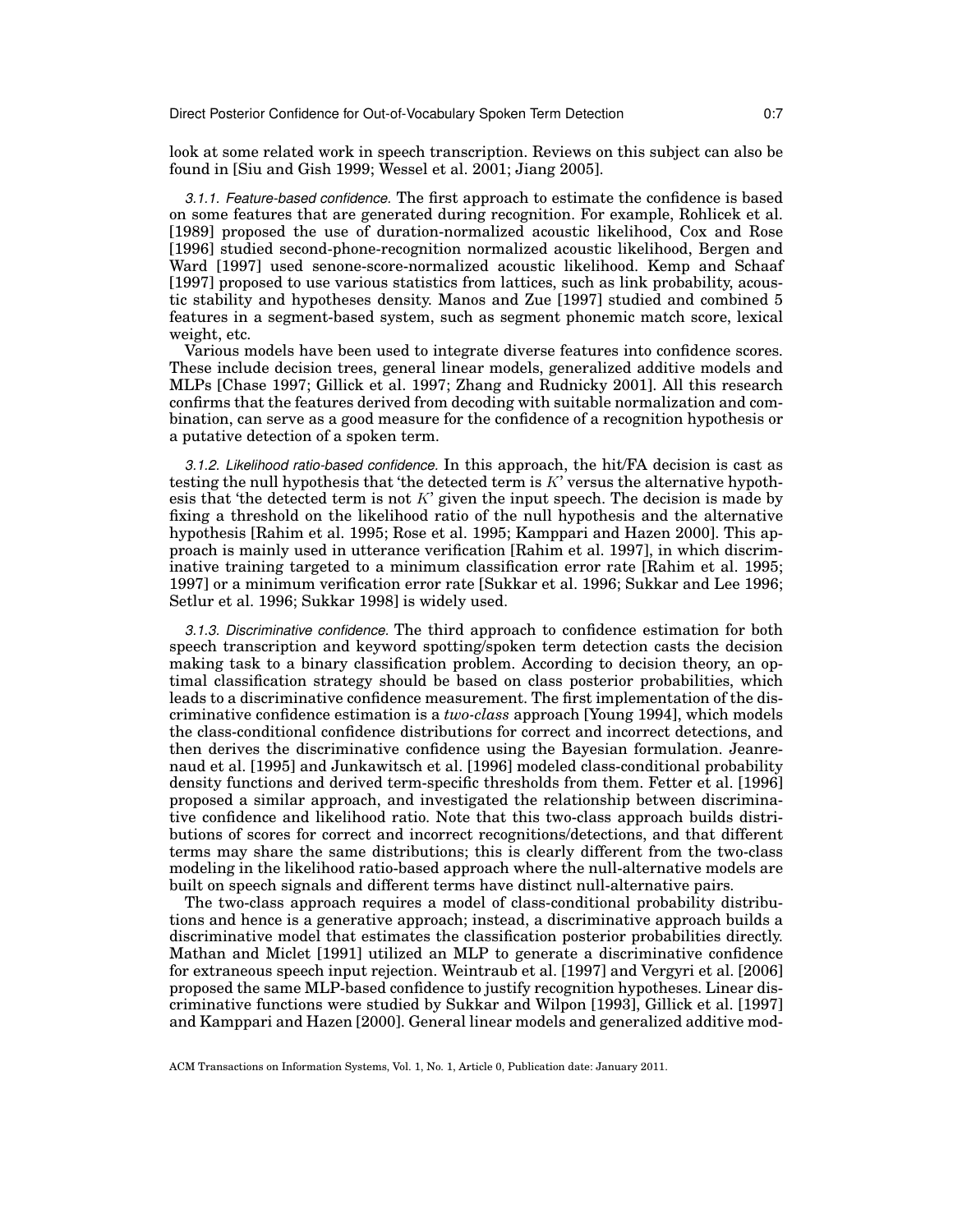look at some related work in speech transcription. Reviews on this subject can also be found in [Siu and Gish 1999; Wessel et al. 2001; Jiang 2005].

*3.1.1. Feature-based confidence.* The first approach to estimate the confidence is based on some features that are generated during recognition. For example, Rohlicek et al. [1989] proposed the use of duration-normalized acoustic likelihood, Cox and Rose [1996] studied second-phone-recognition normalized acoustic likelihood, Bergen and Ward [1997] used senone-score-normalized acoustic likelihood. Kemp and Schaaf [1997] proposed to use various statistics from lattices, such as link probability, acoustic stability and hypotheses density. Manos and Zue [1997] studied and combined 5 features in a segment-based system, such as segment phonemic match score, lexical weight, etc.

Various models have been used to integrate diverse features into confidence scores. These include decision trees, general linear models, generalized additive models and MLPs [Chase 1997; Gillick et al. 1997; Zhang and Rudnicky 2001]. All this research confirms that the features derived from decoding with suitable normalization and combination, can serve as a good measure for the confidence of a recognition hypothesis or a putative detection of a spoken term.

*3.1.2. Likelihood ratio-based confidence.* In this approach, the hit/FA decision is cast as testing the null hypothesis that 'the detected term is $K$' versus the alternative hypothesis that 'the detected term is not $K$' given the input speech. The decision is made by fixing a threshold on the likelihood ratio of the null hypothesis and the alternative hypothesis [Rahim et al. 1995; Rose et al. 1995; Kamppari and Hazen 2000]. This approach is mainly used in utterance verification [Rahim et al. 1997], in which discriminative training targeted to a minimum classification error rate [Rahim et al. 1995; 1997] or a minimum verification error rate [Sukkar et al. 1996; Sukkar and Lee 1996; Setlur et al. 1996; Sukkar 1998] is widely used.

*3.1.3. Discriminative confidence.* The third approach to confidence estimation for both speech transcription and keyword spotting/spoken term detection casts the decision making task to a binary classification problem. According to decision theory, an optimal classification strategy should be based on class posterior probabilities, which leads to a discriminative confidence measurement. The first implementation of the discriminative confidence estimation is a *two-class* approach [Young 1994], which models the class-conditional confidence distributions for correct and incorrect detections, and then derives the discriminative confidence using the Bayesian formulation. Jeanrenaud et al. [1995] and Junkawitsch et al. [1996] modeled class-conditional probability density functions and derived term-specific thresholds from them. Fetter et al. [1996] proposed a similar approach, and investigated the relationship between discriminative confidence and likelihood ratio. Note that this two-class approach builds distributions of scores for correct and incorrect recognitions/detections, and that different terms may share the same distributions; this is clearly different from the two-class modeling in the likelihood ratio-based approach where the null-alternative models are built on speech signals and different terms have distinct null-alternative pairs.

The two-class approach requires a model of class-conditional probability distributions and hence is a generative approach; instead, a discriminative approach builds a discriminative model that estimates the classification posterior probabilities directly. Mathan and Miclet [1991] utilized an MLP to generate a discriminative confidence for extraneous speech input rejection. Weintraub et al. [1997] and Vergyri et al. [2006] proposed the same MLP-based confidence to justify recognition hypotheses. Linear discriminative functions were studied by Sukkar and Wilpon [1993], Gillick et al. [1997] and Kamppari and Hazen [2000]. General linear models and generalized additive mod-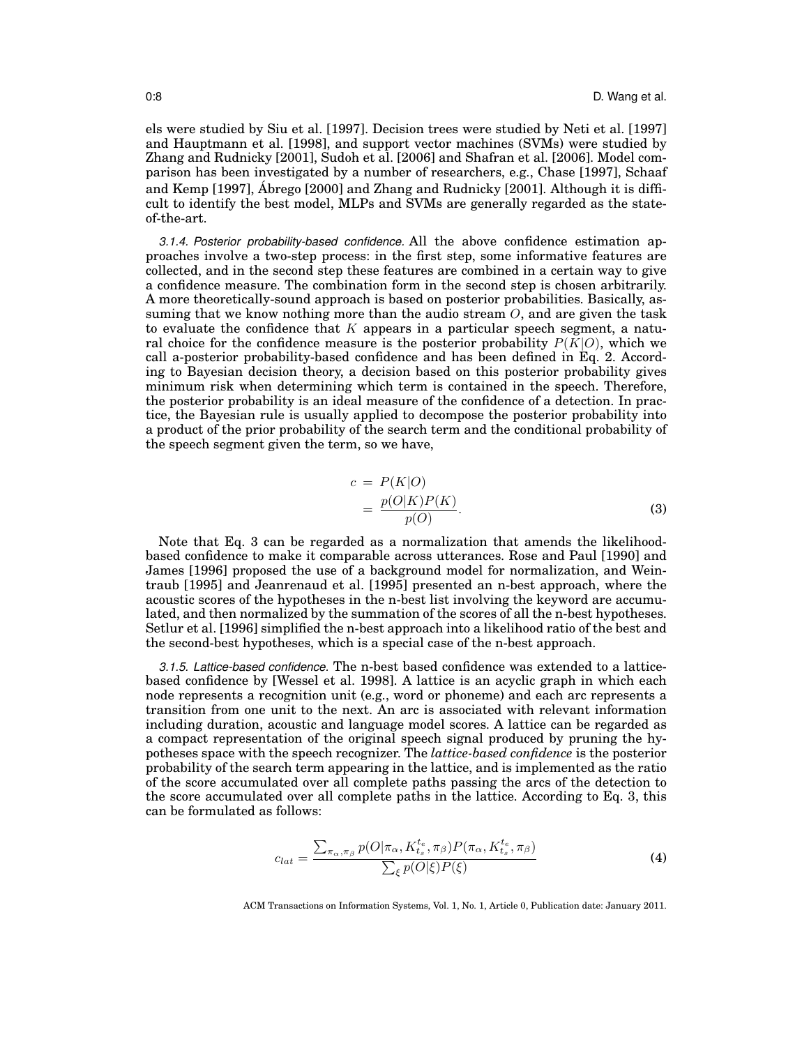els were studied by Siu et al. [1997]. Decision trees were studied by Neti et al. [1997] and Hauptmann et al. [1998], and support vector machines (SVMs) were studied by Zhang and Rudnicky [2001], Sudoh et al. [2006] and Shafran et al. [2006]. Model comparison has been investigated by a number of researchers, e.g., Chase [1997], Schaaf and Kemp [1997], Ábrego [2000] and Zhang and Rudnicky [2001]. Although it is difficult to identify the best model, MLPs and SVMs are generally regarded as the state-of-the-art.

*3.1.4. Posterior probability-based confidence.* All the above confidence estimation approaches involve a two-step process: in the first step, some informative features are collected, and in the second step these features are combined in a certain way to give a confidence measure. The combination form in the second step is chosen arbitrarily. A more theoretically-sound approach is based on posterior probabilities. Basically, assuming that we know nothing more than the audio stream $O$, and are given the task to evaluate the confidence that $K$ appears in a particular speech segment, a natural choice for the confidence measure is the posterior probability $P(K|O)$, which we call a-posterior probability-based confidence and has been defined in Eq. 2. According to Bayesian decision theory, a decision based on this posterior probability gives minimum risk when determining which term is contained in the speech. Therefore, the posterior probability is an ideal measure of the confidence of a detection. In practice, the Bayesian rule is usually applied to decompose the posterior probability into a product of the prior probability of the search term and the conditional probability of the speech segment given the term, so we have,

$$
\begin{aligned}
c &= P(K|O) \\
&= \frac{p(O|K)P(K)}{p(O)}.
\end{aligned}
\tag{3}
$$

Note that Eq. 3 can be regarded as a normalization that amends the likelihood-based confidence to make it comparable across utterances. Rose and Paul [1990] and James [1996] proposed the use of a background model for normalization, and Weintraub [1995] and Jeanrenaud et al. [1995] presented an n-best approach, where the acoustic scores of the hypotheses in the n-best list involving the keyword are accumulated, and then normalized by the summation of the scores of all the n-best hypotheses. Setlur et al. [1996] simplified the n-best approach into a likelihood ratio of the best and the second-best hypotheses, which is a special case of the n-best approach.

*3.1.5. Lattice-based confidence.* The n-best based confidence was extended to a lattice-based confidence by [Wessel et al. 1998]. A lattice is an acyclic graph in which each node represents a recognition unit (e.g., word or phoneme) and each arc represents a transition from one unit to the next. An arc is associated with relevant information including duration, acoustic and language model scores. A lattice can be regarded as a compact representation of the original speech signal produced by pruning the hypotheses space with the speech recognizer. The *lattice-based confidence* is the posterior probability of the search term appearing in the lattice, and is implemented as the ratio of the score accumulated over all complete paths passing the arcs of the detection to the score accumulated over all complete paths in the lattice. According to Eq. 3, this can be formulated as follows:

$$
c_{lat} = \frac{\sum_{\pi_\alpha, \pi_\beta} p(O|\pi_\alpha, K_{t_s}^{t_e}, \pi_\beta) P(\pi_\alpha, K_{t_s}^{t_e}, \pi_\beta)}{\sum_{\xi} p(O|\xi) P(\xi)}
\tag{4}
$$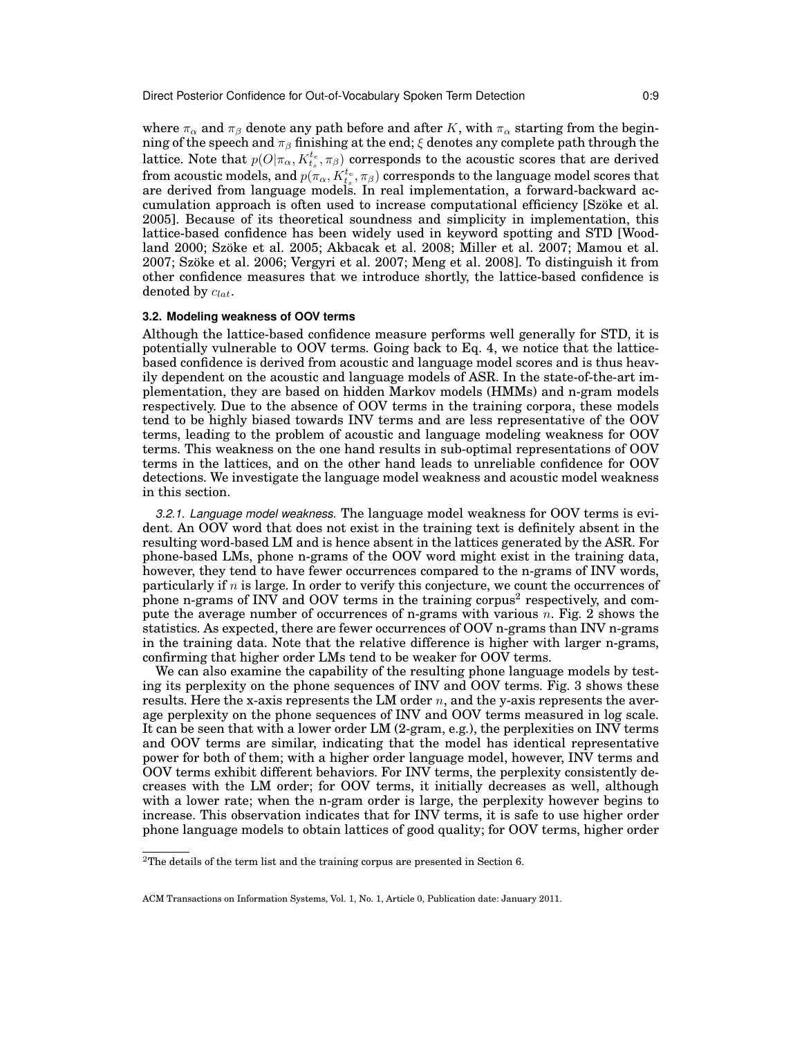where $\pi_\alpha$ and $\pi_\beta$ denote any path before and after $K$, with $\pi_\alpha$ starting from the beginning of the speech and $\pi_\beta$ finishing at the end; $\xi$ denotes any complete path through the lattice. Note that $p(O|\pi_\alpha, K_{t_s}^{t_e}, \pi_\beta)$ corresponds to the acoustic scores that are derived from acoustic models, and $p(\pi_\alpha, K_{t_s}^{t_e}, \pi_\beta)$ corresponds to the language model scores that are derived from language models. In real implementation, a forward-backward accumulation approach is often used to increase computational efficiency [Szöke et al. 2005]. Because of its theoretical soundness and simplicity in implementation, this lattice-based confidence has been widely used in keyword spotting and STD [Woodland 2000; Szöke et al. 2005; Akbacak et al. 2008; Miller et al. 2007; Mamou et al. 2007; Szöke et al. 2006; Vergyri et al. 2007; Meng et al. 2008]. To distinguish it from other confidence measures that we introduce shortly, the lattice-based confidence is denoted by $c_{lat}$.

### 3.2. Modeling weakness of OOV terms

Although the lattice-based confidence measure performs well generally for STD, it is potentially vulnerable to OOV terms. Going back to Eq. 4, we notice that the lattice-based confidence is derived from acoustic and language model scores and is thus heavily dependent on the acoustic and language models of ASR. In the state-of-the-art implementation, they are based on hidden Markov models (HMMs) and n-gram models respectively. Due to the absence of OOV terms in the training corpora, these models tend to be highly biased towards INV terms and are less representative of the OOV terms, leading to the problem of acoustic and language modeling weakness for OOV terms. This weakness on the one hand results in sub-optimal representations of OOV terms in the lattices, and on the other hand leads to unreliable confidence for OOV detections. We investigate the language model weakness and acoustic model weakness in this section.

*3.2.1. Language model weakness.* The language model weakness for OOV terms is evident. An OOV word that does not exist in the training text is definitely absent in the resulting word-based LM and is hence absent in the lattices generated by the ASR. For phone-based LMs, phone n-grams of the OOV word might exist in the training data, however, they tend to have fewer occurrences compared to the n-grams of INV words, particularly if $n$ is large. In order to verify this conjecture, we count the occurrences of phone n-grams of INV and OOV terms in the training corpus[2] respectively, and compute the average number of occurrences of n-grams with various $n$. Fig. 2 shows the statistics. As expected, there are fewer occurrences of OOV n-grams than INV n-grams in the training data. Note that the relative difference is higher with larger n-grams, confirming that higher order LMs tend to be weaker for OOV terms.

We can also examine the capability of the resulting phone language models by testing its perplexity on the phone sequences of INV and OOV terms. Fig. 3 shows these results. Here the x-axis represents the LM order $n$, and the y-axis represents the average perplexity on the phone sequences of INV and OOV terms measured in log scale. It can be seen that with a lower order LM (2-gram, e.g.), the perplexities on INV terms and OOV terms are similar, indicating that the model has identical representative power for both of them; with a higher order language model, however, INV terms and OOV terms exhibit different behaviors. For INV terms, the perplexity consistently decreases with the LM order; for OOV terms, it initially decreases as well, although with a lower rate; when the n-gram order is large, the perplexity however begins to increase. This observation indicates that for INV terms, it is safe to use higher order phone language models to obtain lattices of good quality; for OOV terms, higher order

[2] The details of the term list and the training corpus are presented in Section 6.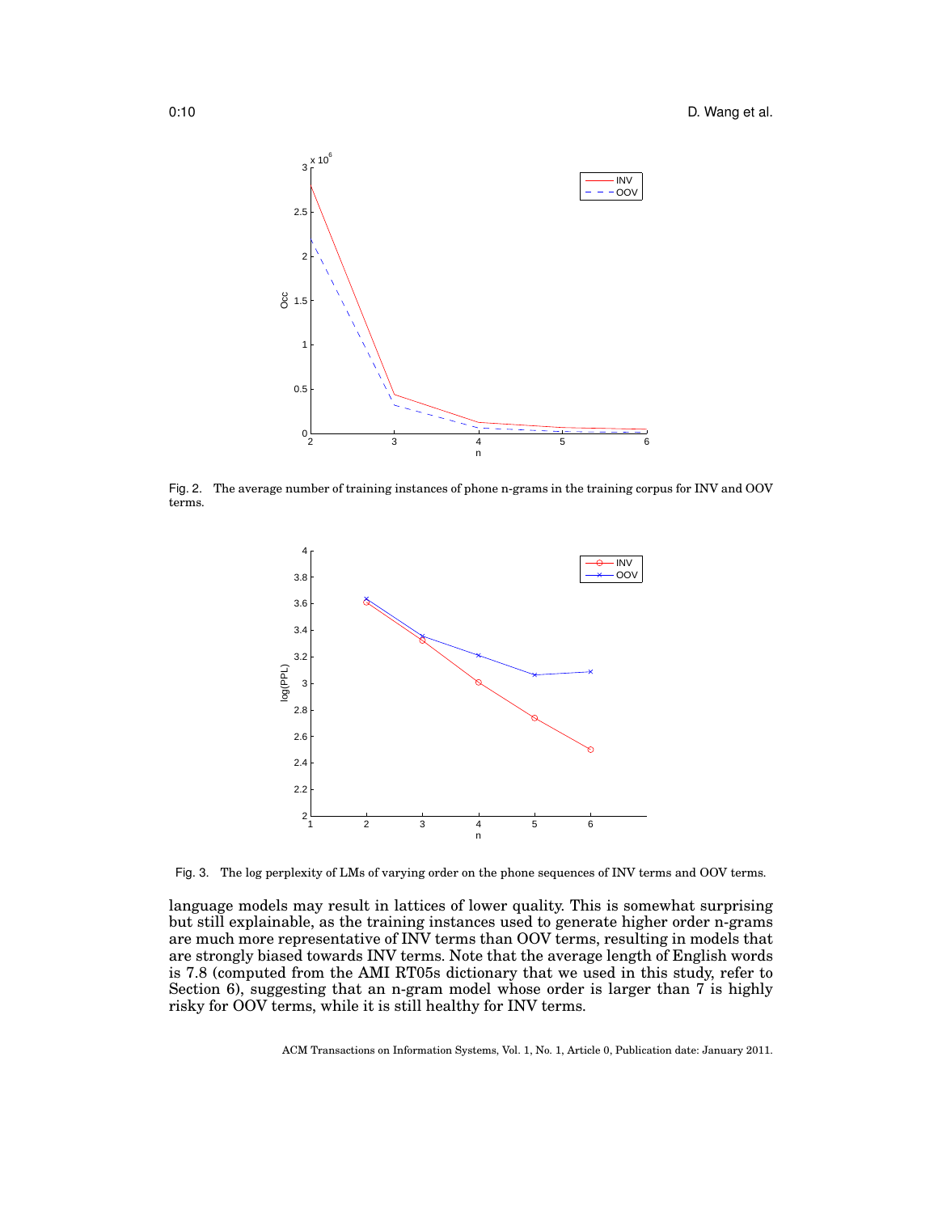Fig. 2. The average number of training instances of phone n-grams in the training corpus for INV and OOV terms.

Fig. 3. The log perplexity of LMs of varying order on the phone sequences of INV terms and OOV terms.

language models may result in lattices of lower quality. This is somewhat surprising but still explainable, as the training instances used to generate higher order n-grams are much more representative of INV terms than OOV terms, resulting in models that are strongly biased towards INV terms. Note that the average length of English words is 7.8 (computed from the AMI RT05s dictionary that we used in this study, refer to Section 6), suggesting that an n-gram model whose order is larger than 7 is highly risky for OOV terms, while it is still healthy for INV terms.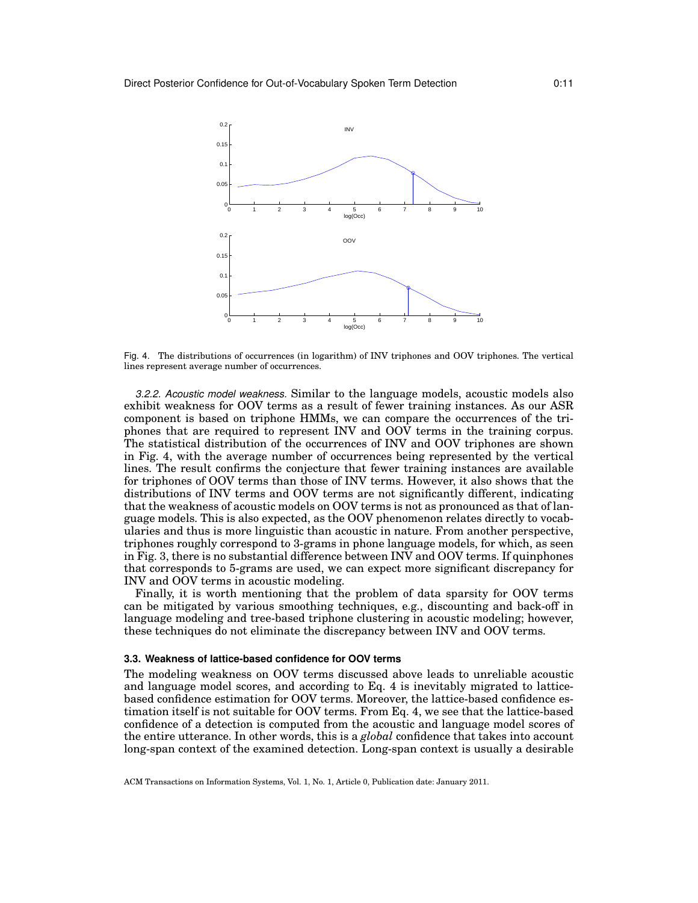Fig. 4. The distributions of occurrences (in logarithm) of INV triphones and OOV triphones. The vertical lines represent average number of occurrences.

*3.2.2. Acoustic model weakness.* Similar to the language models, acoustic models also exhibit weakness for OOV terms as a result of fewer training instances. As our ASR component is based on triphone HMMs, we can compare the occurrences of the triphones that are required to represent INV and OOV terms in the training corpus. The statistical distribution of the occurrences of INV and OOV triphones are shown in Fig. 4, with the average number of occurrences being represented by the vertical lines. The result confirms the conjecture that fewer training instances are available for triphones of OOV terms than those of INV terms. However, it also shows that the distributions of INV terms and OOV terms are not significantly different, indicating that the weakness of acoustic models on OOV terms is not as pronounced as that of language models. This is also expected, as the OOV phenomenon relates directly to vocabularies and thus is more linguistic than acoustic in nature. From another perspective, triphones roughly correspond to 3-grams in phone language models, for which, as seen in Fig. 3, there is no substantial difference between INV and OOV terms. If quinphones that corresponds to 5-grams are used, we can expect more significant discrepancy for INV and OOV terms in acoustic modeling.

Finally, it is worth mentioning that the problem of data sparsity for OOV terms can be mitigated by various smoothing techniques, e.g., discounting and back-off in language modeling and tree-based triphone clustering in acoustic modeling; however, these techniques do not eliminate the discrepancy between INV and OOV terms.

### 3.3. Weakness of lattice-based confidence for OOV terms

The modeling weakness on OOV terms discussed above leads to unreliable acoustic and language model scores, and according to Eq. 4 is inevitably migrated to lattice-based confidence estimation for OOV terms. Moreover, the lattice-based confidence estimation itself is not suitable for OOV terms. From Eq. 4, we see that the lattice-based confidence of a detection is computed from the acoustic and language model scores of the entire utterance. In other words, this is a *global* confidence that takes into account long-span context of the examined detection. Long-span context is usually a desirable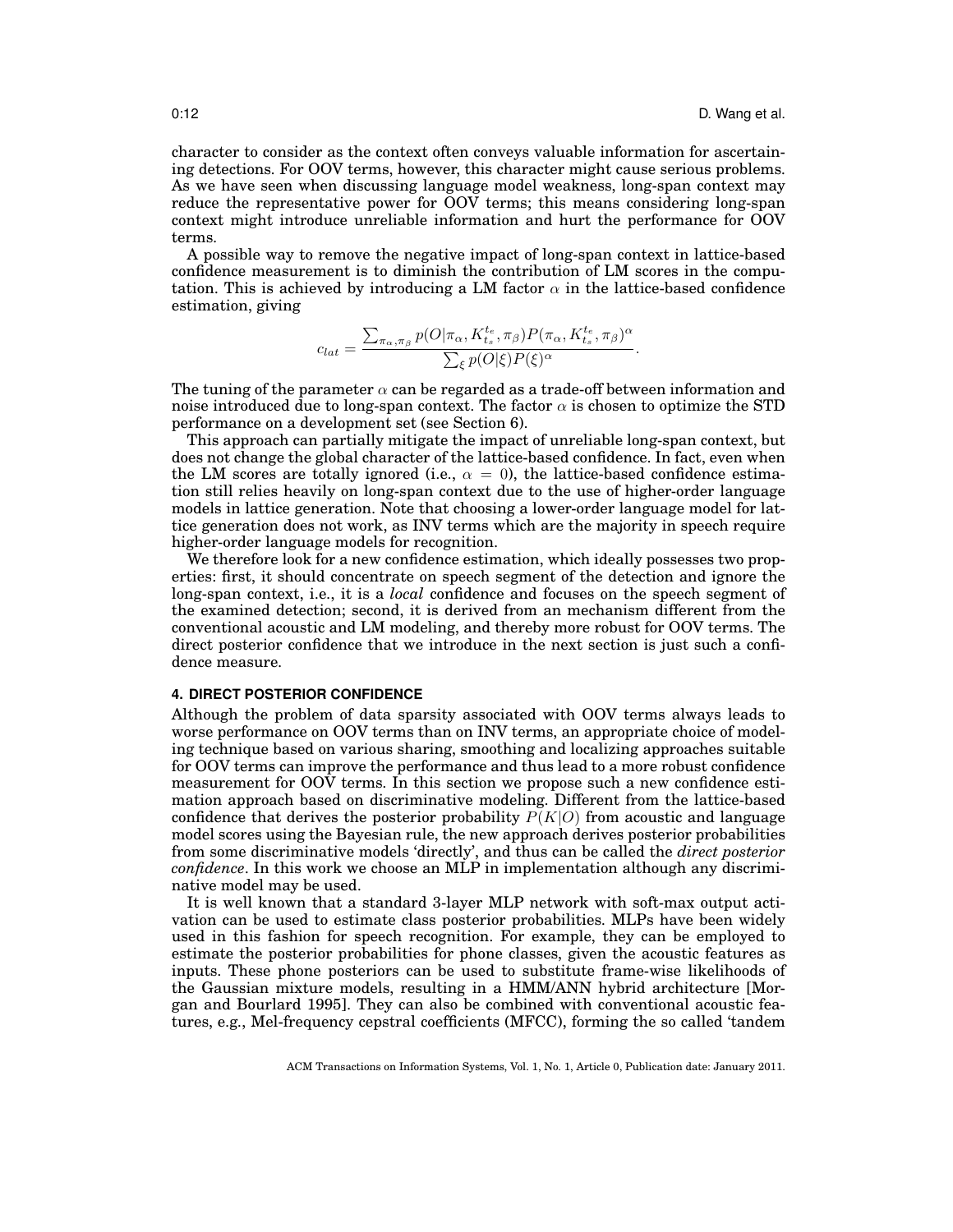character to consider as the context often conveys valuable information for ascertaining detections. For OOV terms, however, this character might cause serious problems. As we have seen when discussing language model weakness, long-span context may reduce the representative power for OOV terms; this means considering long-span context might introduce unreliable information and hurt the performance for OOV terms.

A possible way to remove the negative impact of long-span context in lattice-based confidence measurement is to diminish the contribution of LM scores in the computation. This is achieved by introducing a LM factor $\alpha$ in the lattice-based confidence estimation, giving

$$c_{lat} = \frac{\sum_{\pi_\alpha, \pi_\beta} p(O|\pi_\alpha, K_{t_s}^{t_e}, \pi_\beta) P(\pi_\alpha, K_{t_s}^{t_e}, \pi_\beta)^\alpha}{\sum_\xi p(O|\xi) P(\xi)^\alpha}.$$

The tuning of the parameter $\alpha$ can be regarded as a trade-off between information and noise introduced due to long-span context. The factor $\alpha$ is chosen to optimize the STD performance on a development set (see Section 6).

This approach can partially mitigate the impact of unreliable long-span context, but does not change the global character of the lattice-based confidence. In fact, even when the LM scores are totally ignored (i.e., $\alpha = 0$), the lattice-based confidence estimation still relies heavily on long-span context due to the use of higher-order language models in lattice generation. Note that choosing a lower-order language model for lattice generation does not work, as INV terms which are the majority in speech require higher-order language models for recognition.

We therefore look for a new confidence estimation, which ideally possesses two properties: first, it should concentrate on speech segment of the detection and ignore the long-span context, i.e., it is a *local* confidence and focuses on the speech segment of the examined detection; second, it is derived from an mechanism different from the conventional acoustic and LM modeling, and thereby more robust for OOV terms. The direct posterior confidence that we introduce in the next section is just such a confidence measure.

## 4. DIRECT POSTERIOR CONFIDENCE

Although the problem of data sparsity associated with OOV terms always leads to worse performance on OOV terms than on INV terms, an appropriate choice of modeling technique based on various sharing, smoothing and localizing approaches suitable for OOV terms can improve the performance and thus lead to a more robust confidence measurement for OOV terms. In this section we propose such a new confidence estimation approach based on discriminative modeling. Different from the lattice-based confidence that derives the posterior probability $P(K|O)$ from acoustic and language model scores using the Bayesian rule, the new approach derives posterior probabilities from some discriminative models 'directly', and thus can be called the *direct posterior confidence*. In this work we choose an MLP in implementation although any discriminative model may be used.

It is well known that a standard 3-layer MLP network with soft-max output activation can be used to estimate class posterior probabilities. MLPs have been widely used in this fashion for speech recognition. For example, they can be employed to estimate the posterior probabilities for phone classes, given the acoustic features as inputs. These phone posteriors can be used to substitute frame-wise likelihoods of the Gaussian mixture models, resulting in a HMM/ANN hybrid architecture [Morgan and Bourlard 1995]. They can also be combined with conventional acoustic features, e.g., Mel-frequency cepstral coefficients (MFCC), forming the so called 'tandem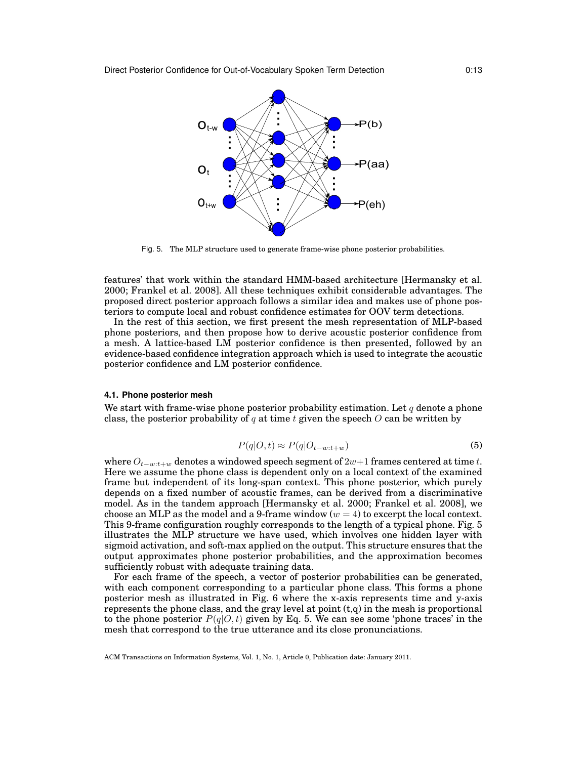Fig. 5. The MLP structure used to generate frame-wise phone posterior probabilities.

features' that work within the standard HMM-based architecture [Hermansky et al. 2000; Frankel et al. 2008]. All these techniques exhibit considerable advantages. The proposed direct posterior approach follows a similar idea and makes use of phone posteriors to compute local and robust confidence estimates for OOV term detections.

In the rest of this section, we first present the mesh representation of MLP-based phone posteriors, and then propose how to derive acoustic posterior confidence from a mesh. A lattice-based LM posterior confidence is then presented, followed by an evidence-based confidence integration approach which is used to integrate the acoustic posterior confidence and LM posterior confidence.

### 4.1. Phone posterior mesh

We start with frame-wise phone posterior probability estimation. Let $q$ denote a phone class, the posterior probability of $q$ at time $t$ given the speech $O$ can be written by

$$P(q|O,t) \approx P(q|O_{t-w:t+w}) \tag{5}$$

where $O_{t-w:t+w}$ denotes a windowed speech segment of $2w+1$ frames centered at time $t$. Here we assume the phone class is dependent only on a local context of the examined frame but independent of its long-span context. This phone posterior, which purely depends on a fixed number of acoustic frames, can be derived from a discriminative model. As in the tandem approach [Hermansky et al. 2000; Frankel et al. 2008], we choose an MLP as the model and a 9-frame window ($w = 4$) to excerpt the local context. This 9-frame configuration roughly corresponds to the length of a typical phone. Fig. 5 illustrates the MLP structure we have used, which involves one hidden layer with sigmoid activation, and soft-max applied on the output. This structure ensures that the output approximates phone posterior probabilities, and the approximation becomes sufficiently robust with adequate training data.

For each frame of the speech, a vector of posterior probabilities can be generated, with each component corresponding to a particular phone class. This forms a phone posterior mesh as illustrated in Fig. 6 where the x-axis represents time and y-axis represents the phone class, and the gray level at point (t,q) in the mesh is proportional to the phone posterior $P(q|O,t)$ given by Eq. 5. We can see some 'phone traces' in the mesh that correspond to the true utterance and its close pronunciations.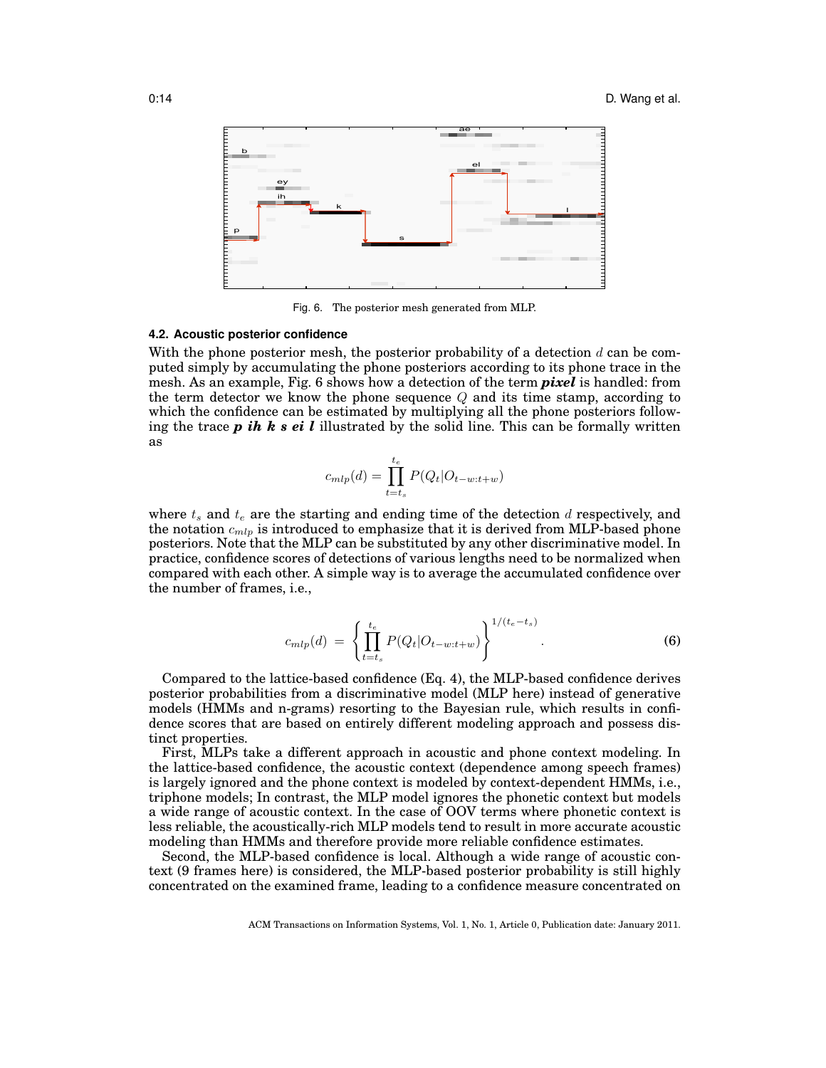Fig. 6. The posterior mesh generated from MLP.

### 4.2. Acoustic posterior confidence

With the phone posterior mesh, the posterior probability of a detection $d$ can be computed simply by accumulating the phone posteriors according to its phone trace in the mesh. As an example, Fig. 6 shows how a detection of the term ***pixel*** is handled: from the term detector we know the phone sequence $Q$ and its time stamp, according to which the confidence can be estimated by multiplying all the phone posteriors following the trace ***p ih k s ei l*** illustrated by the solid line. This can be formally written as

$$c_{mlp}(d) = \prod_{t=t_s}^{t_e} P(Q_t | O_{t-w:t+w})$$

where $t_s$ and $t_e$ are the starting and ending time of the detection $d$ respectively, and the notation $c_{mlp}$ is introduced to emphasize that it is derived from MLP-based phone posteriors. Note that the MLP can be substituted by any other discriminative model. In practice, confidence scores of detections of various lengths need to be normalized when compared with each other. A simple way is to average the accumulated confidence over the number of frames, i.e.,

$$c_{mlp}(d) = \left\{ \prod_{t=t_s}^{t_e} P(Q_t | O_{t-w:t+w}) \right\}^{1/(t_e - t_s)}. \tag{6}$$

Compared to the lattice-based confidence (Eq. 4), the MLP-based confidence derives posterior probabilities from a discriminative model (MLP here) instead of generative models (HMMs and n-grams) resorting to the Bayesian rule, which results in confidence scores that are based on entirely different modeling approach and possess distinct properties.

First, MLPs take a different approach in acoustic and phone context modeling. In the lattice-based confidence, the acoustic context (dependence among speech frames) is largely ignored and the phone context is modeled by context-dependent HMMs, i.e., triphone models; In contrast, the MLP model ignores the phonetic context but models a wide range of acoustic context. In the case of OOV terms where phonetic context is less reliable, the acoustically-rich MLP models tend to result in more accurate acoustic modeling than HMMs and therefore provide more reliable confidence estimates.

Second, the MLP-based confidence is local. Although a wide range of acoustic context (9 frames here) is considered, the MLP-based posterior probability is still highly concentrated on the examined frame, leading to a confidence measure concentrated on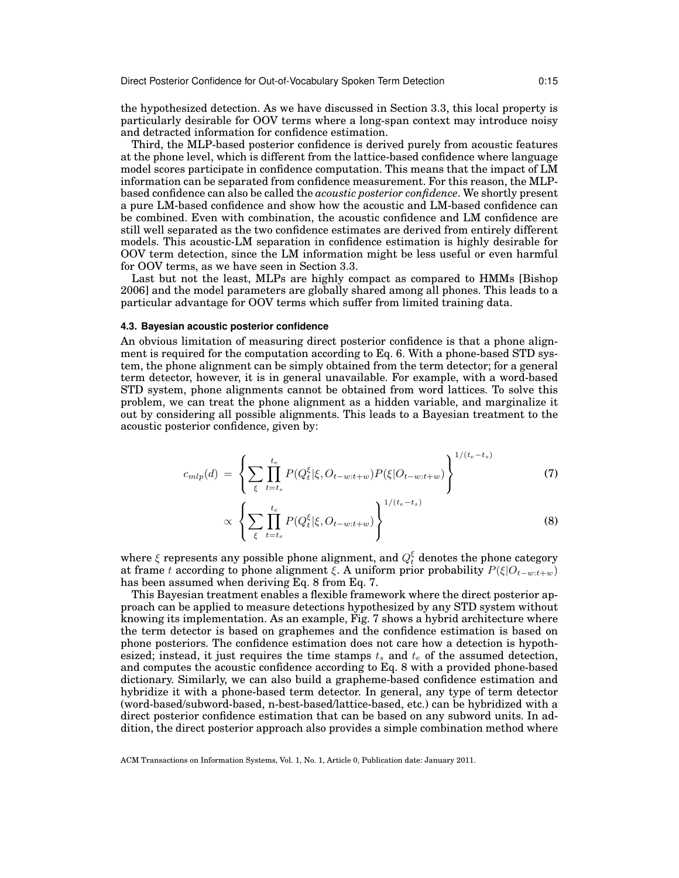the hypothesized detection. As we have discussed in Section 3.3, this local property is particularly desirable for OOV terms where a long-span context may introduce noisy and detracted information for confidence estimation.

Third, the MLP-based posterior confidence is derived purely from acoustic features at the phone level, which is different from the lattice-based confidence where language model scores participate in confidence computation. This means that the impact of LM information can be separated from confidence measurement. For this reason, the MLP-based confidence can also be called the *acoustic posterior confidence*. We shortly present a pure LM-based confidence and show how the acoustic and LM-based confidence can be combined. Even with combination, the acoustic confidence and LM confidence are still well separated as the two confidence estimates are derived from entirely different models. This acoustic-LM separation in confidence estimation is highly desirable for OOV term detection, since the LM information might be less useful or even harmful for OOV terms, as we have seen in Section 3.3.

Last but not the least, MLPs are highly compact as compared to HMMs [Bishop 2006] and the model parameters are globally shared among all phones. This leads to a particular advantage for OOV terms which suffer from limited training data.

### 4.3. Bayesian acoustic posterior confidence

An obvious limitation of measuring direct posterior confidence is that a phone alignment is required for the computation according to Eq. 6. With a phone-based STD system, the phone alignment can be simply obtained from the term detector; for a general term detector, however, it is in general unavailable. For example, with a word-based STD system, phone alignments cannot be obtained from word lattices. To solve this problem, we can treat the phone alignment as a hidden variable, and marginalize it out by considering all possible alignments. This leads to a Bayesian treatment to the acoustic posterior confidence, given by:

$$c_{mlp}(d) = \left\{ \sum_{\xi} \prod_{t=t_s}^{t_e} P(Q_t^{\xi}|\xi, O_{t-w:t+w}) P(\xi|O_{t-w:t+w}) \right\}^{1/(t_e-t_s)} \quad (7)$$

$$\propto \left\{ \sum_{\xi} \prod_{t=t_s}^{t_e} P(Q_t^{\xi}|\xi, O_{t-w:t+w}) \right\}^{1/(t_e-t_s)} \quad (8)$$

where $\xi$ represents any possible phone alignment, and $Q_t^{\xi}$ denotes the phone category at frame $t$ according to phone alignment $\xi$. A uniform prior probability $P(\xi|O_{t-w:t+w})$ has been assumed when deriving Eq. 8 from Eq. 7.

This Bayesian treatment enables a flexible framework where the direct posterior approach can be applied to measure detections hypothesized by any STD system without knowing its implementation. As an example, Fig. 7 shows a hybrid architecture where the term detector is based on graphemes and the confidence estimation is based on phone posteriors. The confidence estimation does not care how a detection is hypothesized; instead, it just requires the time stamps $t_s$ and $t_e$ of the assumed detection, and computes the acoustic confidence according to Eq. 8 with a provided phone-based dictionary. Similarly, we can also build a grapheme-based confidence estimation and hybridize it with a phone-based term detector. In general, any type of term detector (word-based/subword-based, n-best-based/lattice-based, etc.) can be hybridized with a direct posterior confidence estimation that can be based on any subword units. In addition, the direct posterior approach also provides a simple combination method where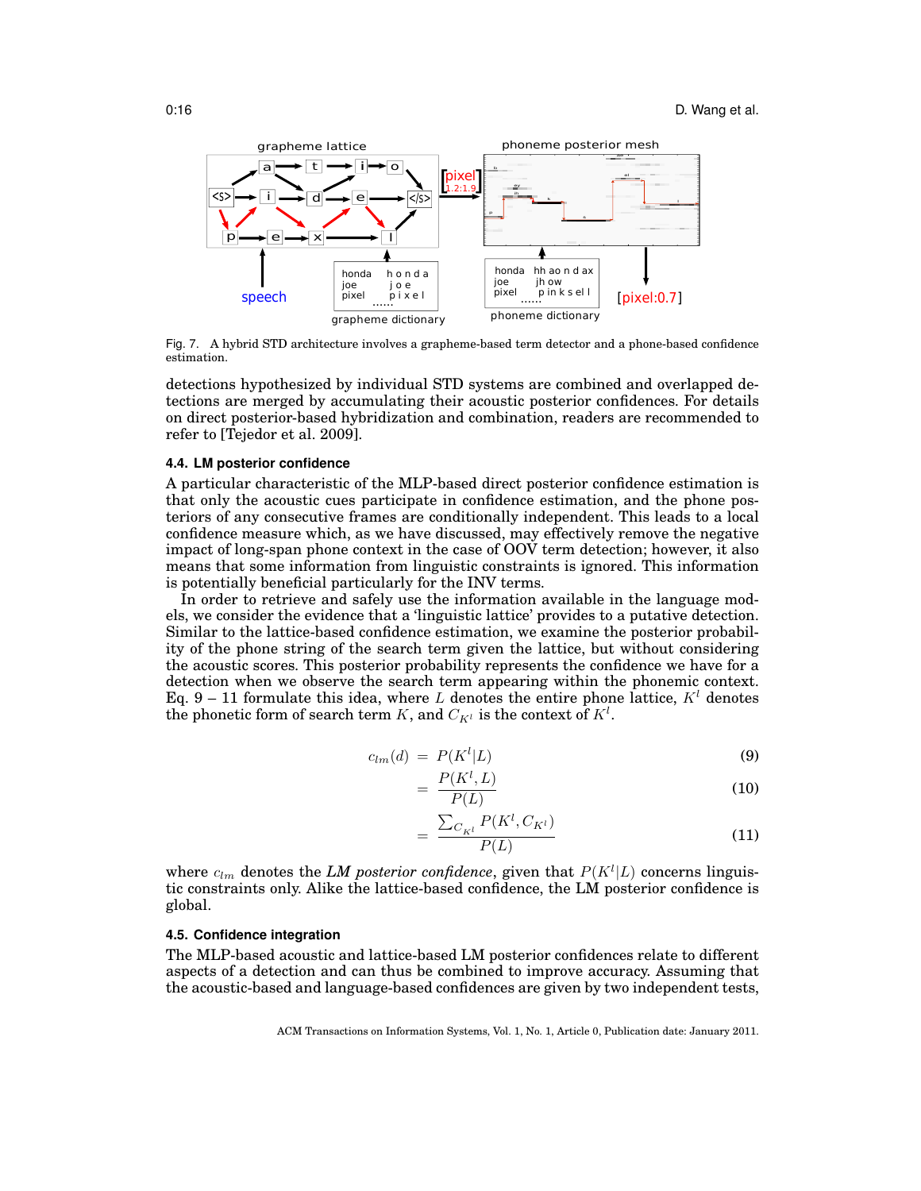Fig. 7. A hybrid STD architecture involves a grapheme-based term detector and a phone-based confidence estimation.

detections hypothesized by individual STD systems are combined and overlapped detections are merged by accumulating their acoustic posterior confidences. For details on direct posterior-based hybridization and combination, readers are recommended to refer to [Tejedor et al. 2009].

### 4.4. LM posterior confidence

A particular characteristic of the MLP-based direct posterior confidence estimation is that only the acoustic cues participate in confidence estimation, and the phone posteriors of any consecutive frames are conditionally independent. This leads to a local confidence measure which, as we have discussed, may effectively remove the negative impact of long-span phone context in the case of OOV term detection; however, it also means that some information from linguistic constraints is ignored. This information is potentially beneficial particularly for the INV terms.

In order to retrieve and safely use the information available in the language models, we consider the evidence that a 'linguistic lattice' provides to a putative detection. Similar to the lattice-based confidence estimation, we examine the posterior probability of the phone string of the search term given the lattice, but without considering the acoustic scores. This posterior probability represents the confidence we have for a detection when we observe the search term appearing within the phonemic context. Eq. 9 – 11 formulate this idea, where $L$ denotes the entire phone lattice, $K^l$ denotes the phonetic form of search term $K$, and $C_{K^l}$ is the context of $K^l$.

$$c_{lm}(d) = P(K^l|L) \tag{9}$$

$$= \frac{P(K^l, L)}{P(L)} \tag{10}$$

$$= \frac{\sum_{C_{K^l}} P(K^l, C_{K^l})}{P(L)} \tag{11}$$

where $c_{lm}$ denotes the *LM posterior confidence*, given that $P(K^l|L)$ concerns linguistic constraints only. Alike the lattice-based confidence, the LM posterior confidence is global.

### 4.5. Confidence integration

The MLP-based acoustic and lattice-based LM posterior confidences relate to different aspects of a detection and can thus be combined to improve accuracy. Assuming that the acoustic-based and language-based confidences are given by two independent tests,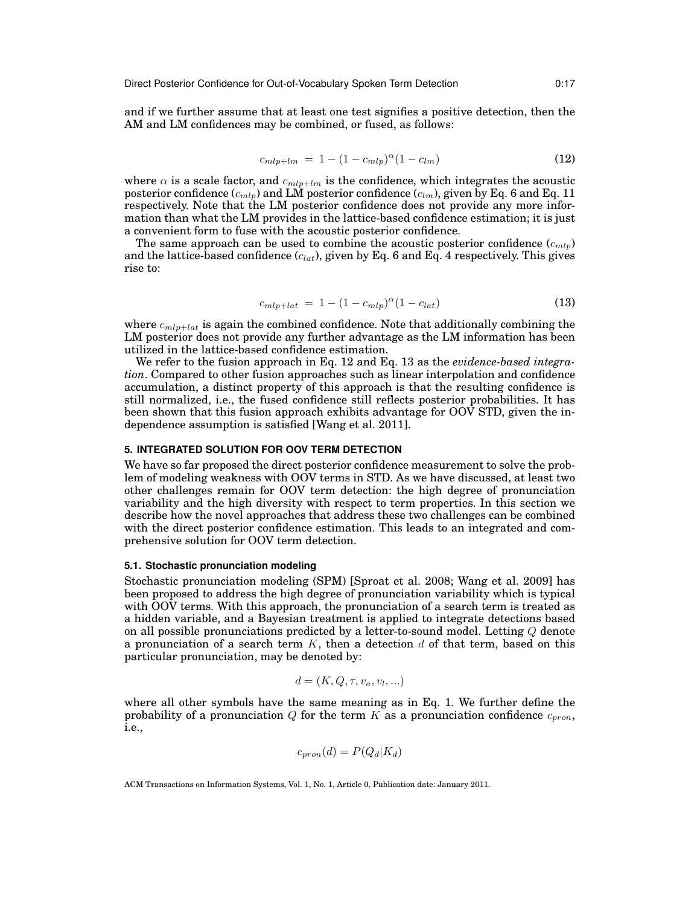and if we further assume that at least one test signifies a positive detection, then the AM and LM confidences may be combined, or fused, as follows:

$$c_{mlp+lm} = 1 - (1 - c_{mlp})^{\alpha}(1 - c_{lm}) \tag{12}$$

where $\alpha$ is a scale factor, and $c_{mlp+lm}$ is the confidence, which integrates the acoustic posterior confidence ($c_{mlp}$) and LM posterior confidence ($c_{lm}$), given by Eq. 6 and Eq. 11 respectively. Note that the LM posterior confidence does not provide any more information than what the LM provides in the lattice-based confidence estimation; it is just a convenient form to fuse with the acoustic posterior confidence.

The same approach can be used to combine the acoustic posterior confidence ($c_{mlp}$) and the lattice-based confidence ($c_{lat}$), given by Eq. 6 and Eq. 4 respectively. This gives rise to:

$$c_{mlp+lat} = 1 - (1 - c_{mlp})^{\alpha}(1 - c_{lat}) \tag{13}$$

where $c_{mlp+lat}$ is again the combined confidence. Note that additionally combining the LM posterior does not provide any further advantage as the LM information has been utilized in the lattice-based confidence estimation.

We refer to the fusion approach in Eq. 12 and Eq. 13 as the *evidence-based integration*. Compared to other fusion approaches such as linear interpolation and confidence accumulation, a distinct property of this approach is that the resulting confidence is still normalized, i.e., the fused confidence still reflects posterior probabilities. It has been shown that this fusion approach exhibits advantage for OOV STD, given the independence assumption is satisfied [Wang et al. 2011].

## 5. INTEGRATED SOLUTION FOR OOV TERM DETECTION

We have so far proposed the direct posterior confidence measurement to solve the problem of modeling weakness with OOV terms in STD. As we have discussed, at least two other challenges remain for OOV term detection: the high degree of pronunciation variability and the high diversity with respect to term properties. In this section we describe how the novel approaches that address these two challenges can be combined with the direct posterior confidence estimation. This leads to an integrated and comprehensive solution for OOV term detection.

### 5.1. Stochastic pronunciation modeling

Stochastic pronunciation modeling (SPM) [Sproat et al. 2008; Wang et al. 2009] has been proposed to address the high degree of pronunciation variability which is typical with OOV terms. With this approach, the pronunciation of a search term is treated as a hidden variable, and a Bayesian treatment is applied to integrate detections based on all possible pronunciations predicted by a letter-to-sound model. Letting $Q$ denote a pronunciation of a search term $K$, then a detection $d$ of that term, based on this particular pronunciation, may be denoted by:

$$d = (K, Q, \tau, v_a, v_l, ...)$$

where all other symbols have the same meaning as in Eq. 1. We further define the probability of a pronunciation $Q$ for the term $K$ as a pronunciation confidence $c_{pron}$, i.e.,

$$c_{pron}(d) = P(Q_d|K_d)$$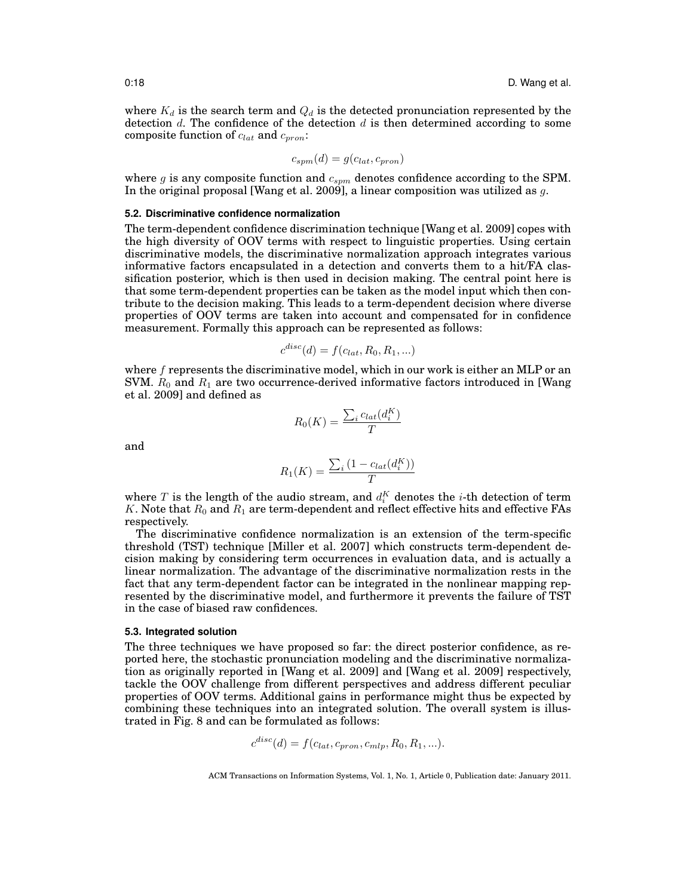where $K_d$ is the search term and $Q_d$ is the detected pronunciation represented by the detection $d$. The confidence of the detection $d$ is then determined according to some composite function of $c_{lat}$ and $c_{pron}$:

$$c_{spm}(d) = g(c_{lat}, c_{pron})$$

where $g$ is any composite function and $c_{spm}$ denotes confidence according to the SPM. In the original proposal [Wang et al. 2009], a linear composition was utilized as $g$.

### 5.2. Discriminative confidence normalization

The term-dependent confidence discrimination technique [Wang et al. 2009] copes with the high diversity of OOV terms with respect to linguistic properties. Using certain discriminative models, the discriminative normalization approach integrates various informative factors encapsulated in a detection and converts them to a hit/FA classification posterior, which is then used in decision making. The central point here is that some term-dependent properties can be taken as the model input which then contribute to the decision making. This leads to a term-dependent decision where diverse properties of OOV terms are taken into account and compensated for in confidence measurement. Formally this approach can be represented as follows:

$$c^{disc}(d) = f(c_{lat}, R_0, R_1, ...)$$

where $f$ represents the discriminative model, which in our work is either an MLP or an SVM. $R_0$ and $R_1$ are two occurrence-derived informative factors introduced in [Wang et al. 2009] and defined as

$$R_0(K) = \frac{\sum_i c_{lat}(d_i^K)}{T}$$

and

$$R_1(K) = \frac{\sum_i (1 - c_{lat}(d_i^K))}{T}$$

where $T$ is the length of the audio stream, and $d_i^K$ denotes the $i$-th detection of term $K$. Note that $R_0$ and $R_1$ are term-dependent and reflect effective hits and effective FAs respectively.

The discriminative confidence normalization is an extension of the term-specific threshold (TST) technique [Miller et al. 2007] which constructs term-dependent decision making by considering term occurrences in evaluation data, and is actually a linear normalization. The advantage of the discriminative normalization rests in the fact that any term-dependent factor can be integrated in the nonlinear mapping represented by the discriminative model, and furthermore it prevents the failure of TST in the case of biased raw confidences.

### 5.3. Integrated solution

The three techniques we have proposed so far: the direct posterior confidence, as reported here, the stochastic pronunciation modeling and the discriminative normalization as originally reported in [Wang et al. 2009] and [Wang et al. 2009] respectively, tackle the OOV challenge from different perspectives and address different peculiar properties of OOV terms. Additional gains in performance might thus be expected by combining these techniques into an integrated solution. The overall system is illustrated in Fig. 8 and can be formulated as follows:

$$c^{disc}(d) = f(c_{lat}, c_{pron}, c_{mlp}, R_0, R_1, ...).$$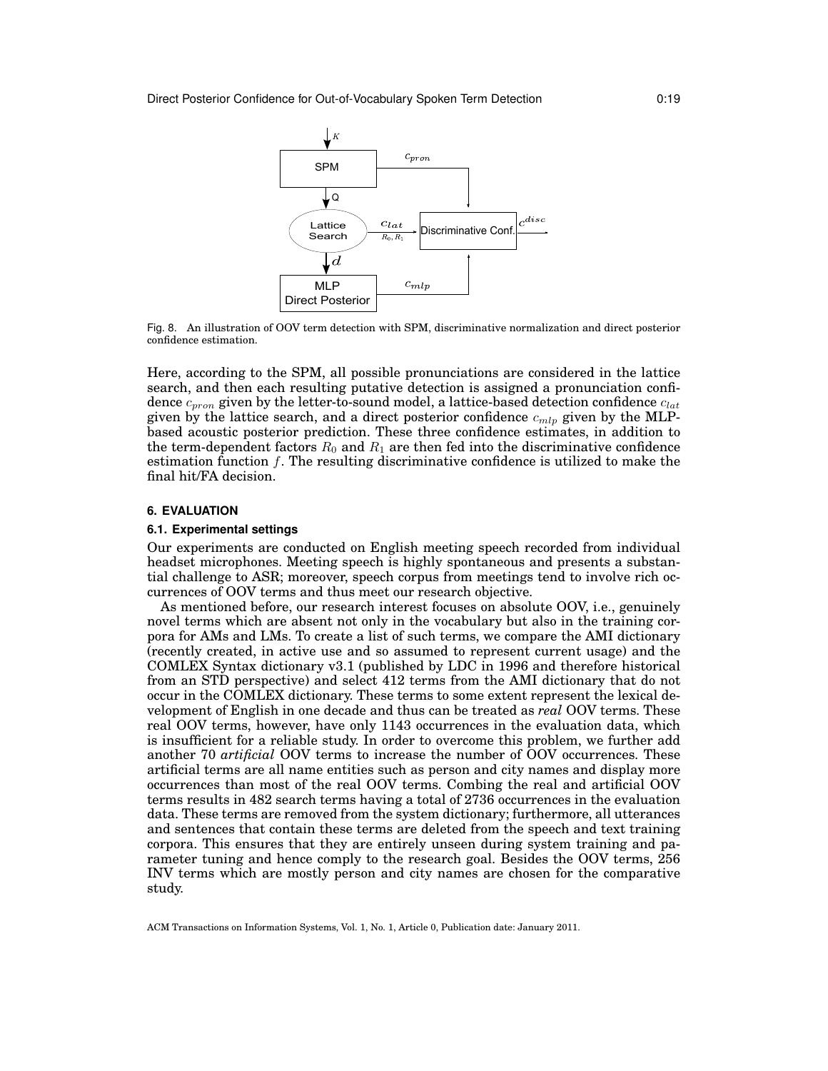Fig. 8. An illustration of OOV term detection with SPM, discriminative normalization and direct posterior confidence estimation.

Here, according to the SPM, all possible pronunciations are considered in the lattice search, and then each resulting putative detection is assigned a pronunciation confidence $c_{pron}$ given by the letter-to-sound model, a lattice-based detection confidence $c_{lat}$ given by the lattice search, and a direct posterior confidence $c_{mlp}$ given by the MLP-based acoustic posterior prediction. These three confidence estimates, in addition to the term-dependent factors $R_0$ and $R_1$ are then fed into the discriminative confidence estimation function $f$. The resulting discriminative confidence is utilized to make the final hit/FA decision.

## 6. EVALUATION

### 6.1. Experimental settings

Our experiments are conducted on English meeting speech recorded from individual headset microphones. Meeting speech is highly spontaneous and presents a substantial challenge to ASR; moreover, speech corpus from meetings tend to involve rich occurrences of OOV terms and thus meet our research objective.

As mentioned before, our research interest focuses on absolute OOV, i.e., genuinely novel terms which are absent not only in the vocabulary but also in the training corpora for AMs and LMs. To create a list of such terms, we compare the AMI dictionary (recently created, in active use and so assumed to represent current usage) and the COMLEX Syntax dictionary v3.1 (published by LDC in 1996 and therefore historical from an STD perspective) and select 412 terms from the AMI dictionary that do not occur in the COMLEX dictionary. These terms to some extent represent the lexical development of English in one decade and thus can be treated as *real* OOV terms. These real OOV terms, however, have only 1143 occurrences in the evaluation data, which is insufficient for a reliable study. In order to overcome this problem, we further add another 70 *artificial* OOV terms to increase the number of OOV occurrences. These artificial terms are all name entities such as person and city names and display more occurrences than most of the real OOV terms. Combing the real and artificial OOV terms results in 482 search terms having a total of 2736 occurrences in the evaluation data. These terms are removed from the system dictionary; furthermore, all utterances and sentences that contain these terms are deleted from the speech and text training corpora. This ensures that they are entirely unseen during system training and parameter tuning and hence comply to the research goal. Besides the OOV terms, 256 INV terms which are mostly person and city names are chosen for the comparative study.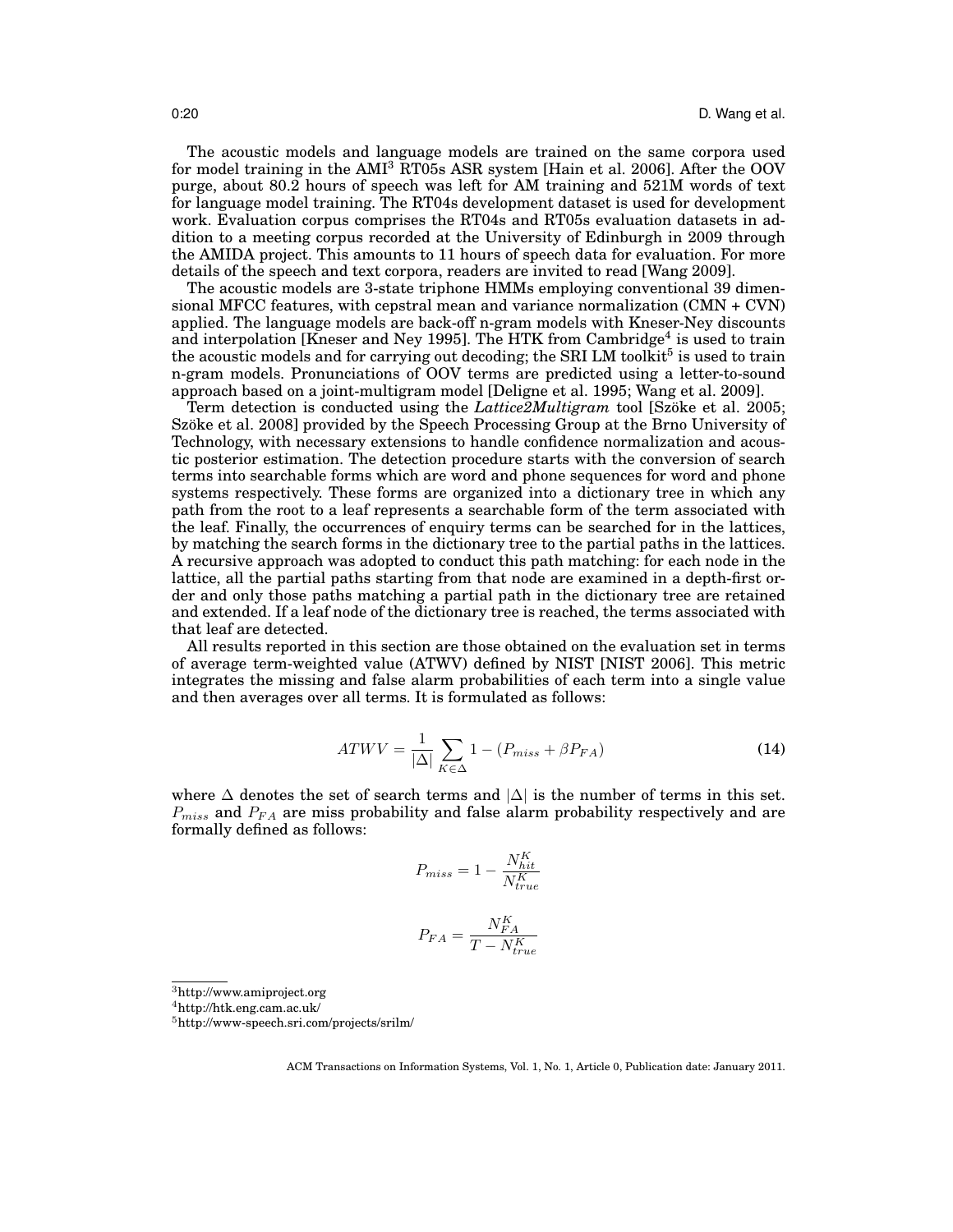The acoustic models and language models are trained on the same corpora used for model training in the AMI[3] RT05s ASR system [Hain et al. 2006]. After the OOV purge, about 80.2 hours of speech was left for AM training and 521M words of text for language model training. The RT04s development dataset is used for development work. Evaluation corpus comprises the RT04s and RT05s evaluation datasets in addition to a meeting corpus recorded at the University of Edinburgh in 2009 through the AMIDA project. This amounts to 11 hours of speech data for evaluation. For more details of the speech and text corpora, readers are invited to read [Wang 2009].

The acoustic models are 3-state triphone HMMs employing conventional 39 dimensional MFCC features, with cepstral mean and variance normalization (CMN + CVN) applied. The language models are back-off n-gram models with Kneser-Ney discounts and interpolation [Kneser and Ney 1995]. The HTK from Cambridge[4] is used to train the acoustic models and for carrying out decoding; the SRI LM toolkit[5] is used to train n-gram models. Pronunciations of OOV terms are predicted using a letter-to-sound approach based on a joint-multigram model [Deligne et al. 1995; Wang et al. 2009].

Term detection is conducted using the *Lattice2Multigram* tool [Szöke et al. 2005; Szöke et al. 2008] provided by the Speech Processing Group at the Brno University of Technology, with necessary extensions to handle confidence normalization and acoustic posterior estimation. The detection procedure starts with the conversion of search terms into searchable forms which are word and phone sequences for word and phone systems respectively. These forms are organized into a dictionary tree in which any path from the root to a leaf represents a searchable form of the term associated with the leaf. Finally, the occurrences of enquiry terms can be searched for in the lattices, by matching the search forms in the dictionary tree to the partial paths in the lattices. A recursive approach was adopted to conduct this path matching: for each node in the lattice, all the partial paths starting from that node are examined in a depth-first order and only those paths matching a partial path in the dictionary tree are retained and extended. If a leaf node of the dictionary tree is reached, the terms associated with that leaf are detected.

All results reported in this section are those obtained on the evaluation set in terms of average term-weighted value (ATWV) defined by NIST [NIST 2006]. This metric integrates the missing and false alarm probabilities of each term into a single value and then averages over all terms. It is formulated as follows:

$$ATWV = \frac{1}{|\Delta|} \sum_{K \in \Delta} 1 - (P_{miss} + \beta P_{FA}) \tag{14}$$

where $\Delta$ denotes the set of search terms and $|\Delta|$ is the number of terms in this set. $P_{miss}$ and $P_{FA}$ are miss probability and false alarm probability respectively and are formally defined as follows:

$$P_{miss} = 1 - \frac{N_{hit}^K}{N_{true}^K}$$

$$P_{FA} = \frac{N_{FA}^K}{T - N_{true}^K}$$

[3] http://www.amiproject.org
[4] http://htk.eng.cam.ac.uk/
[5] http://www-speech.sri.com/projects/srilm/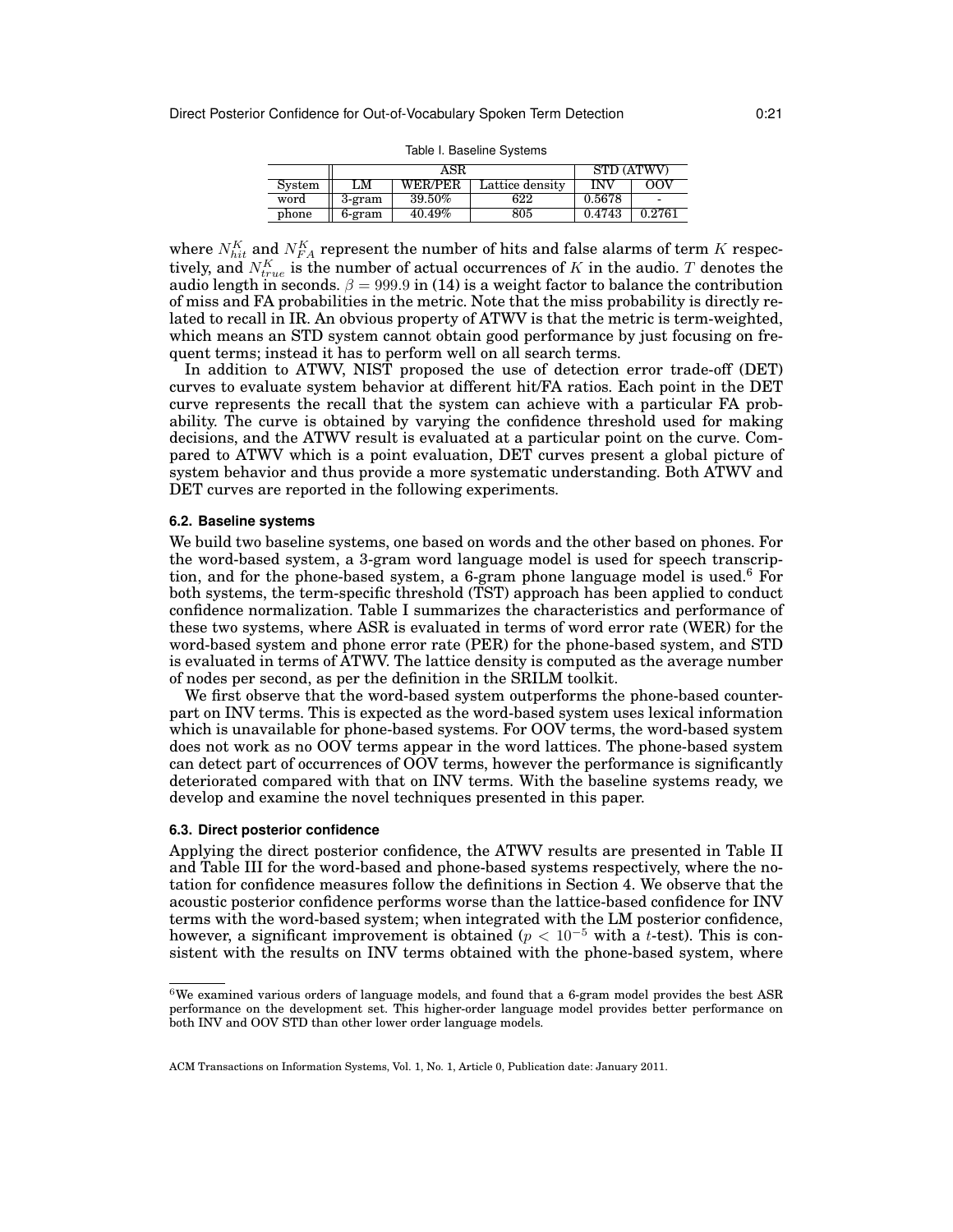Table I. Baseline Systems

| | ASR | | | STD (ATWV) | |
|---|---|---|---|---|---|
| System | LM | WER/PER | Lattice density | INV | OOV |
| word | 3-gram | 39.50% | 622 | 0.5678 | - |
| phone | 6-gram | 40.49% | 805 | 0.4743 | 0.2761 |

where $N^K_{hit}$ and $N^K_{FA}$ represent the number of hits and false alarms of term $K$ respectively, and $N^K_{true}$ is the number of actual occurrences of $K$ in the audio. $T$ denotes the audio length in seconds. $\beta = 999.9$ in (14) is a weight factor to balance the contribution of miss and FA probabilities in the metric. Note that the miss probability is directly related to recall in IR. An obvious property of ATWV is that the metric is term-weighted, which means an STD system cannot obtain good performance by just focusing on frequent terms; instead it has to perform well on all search terms.

In addition to ATWV, NIST proposed the use of detection error trade-off (DET) curves to evaluate system behavior at different hit/FA ratios. Each point in the DET curve represents the recall that the system can achieve with a particular FA probability. The curve is obtained by varying the confidence threshold used for making decisions, and the ATWV result is evaluated at a particular point on the curve. Compared to ATWV which is a point evaluation, DET curves present a global picture of system behavior and thus provide a more systematic understanding. Both ATWV and DET curves are reported in the following experiments.

### 6.2. Baseline systems

We build two baseline systems, one based on words and the other based on phones. For the word-based system, a 3-gram word language model is used for speech transcription, and for the phone-based system, a 6-gram phone language model is used.[6] For both systems, the term-specific threshold (TST) approach has been applied to conduct confidence normalization. Table I summarizes the characteristics and performance of these two systems, where ASR is evaluated in terms of word error rate (WER) for the word-based system and phone error rate (PER) for the phone-based system, and STD is evaluated in terms of ATWV. The lattice density is computed as the average number of nodes per second, as per the definition in the SRILM toolkit.

We first observe that the word-based system outperforms the phone-based counterpart on INV terms. This is expected as the word-based system uses lexical information which is unavailable for phone-based systems. For OOV terms, the word-based system does not work as no OOV terms appear in the word lattices. The phone-based system can detect part of occurrences of OOV terms, however the performance is significantly deteriorated compared with that on INV terms. With the baseline systems ready, we develop and examine the novel techniques presented in this paper.

### 6.3. Direct posterior confidence

Applying the direct posterior confidence, the ATWV results are presented in Table II and Table III for the word-based and phone-based systems respectively, where the notation for confidence measures follow the definitions in Section 4. We observe that the acoustic posterior confidence performs worse than the lattice-based confidence for INV terms with the word-based system; when integrated with the LM posterior confidence, however, a significant improvement is obtained ($p < 10^{-5}$ with a $t$-test). This is consistent with the results on INV terms obtained with the phone-based system, where

[6] We examined various orders of language models, and found that a 6-gram model provides the best ASR performance on the development set. This higher-order language model provides better performance on both INV and OOV STD than other lower order language models.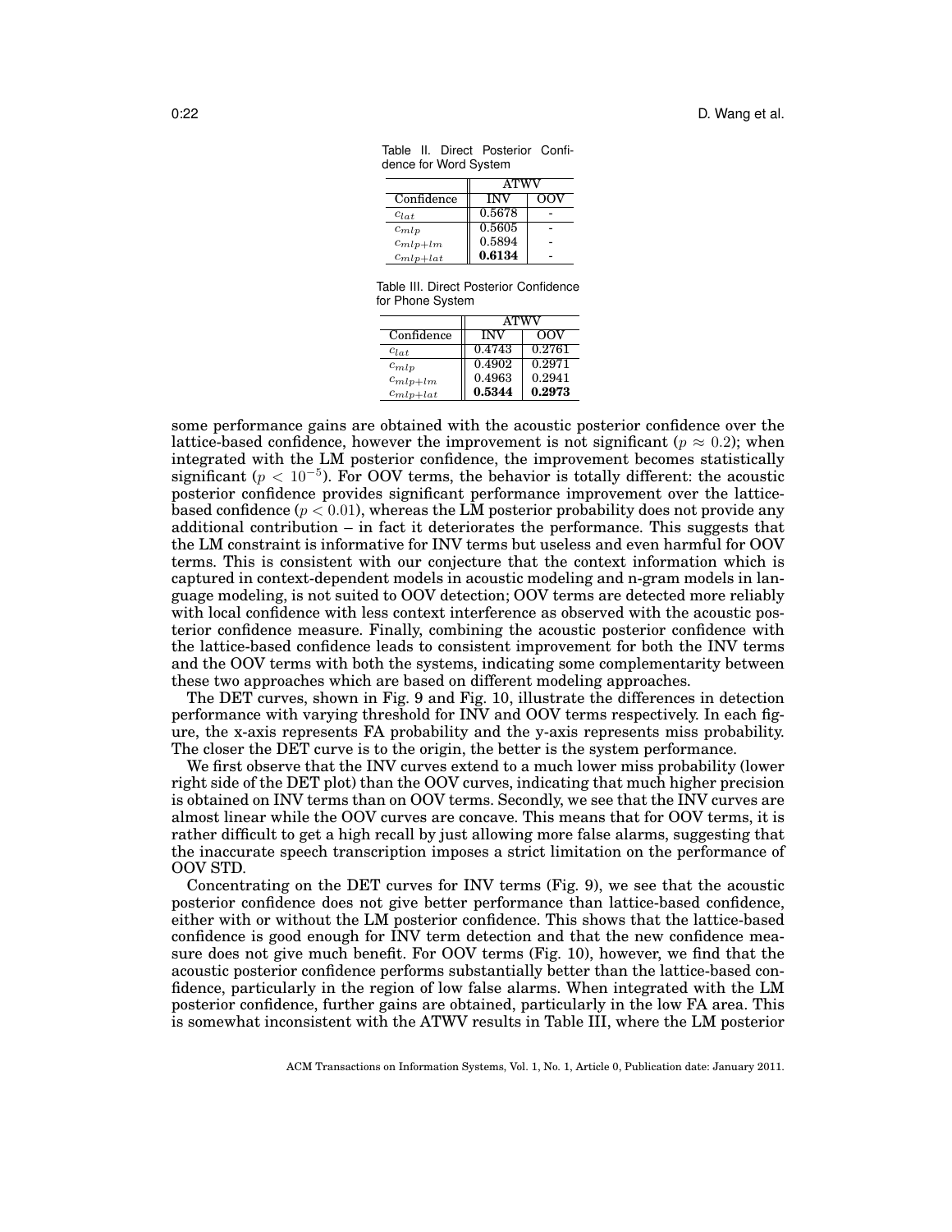Table II. Direct Posterior Confidence for Word System

| Confidence | ATWV | |
|---|---|---|
| | INV | OOV |
| $c_{lat}$ | 0.5678 | - |
| $c_{mlp}$ | 0.5605 | - |
| $c_{mlp+lm}$ | 0.5894 | - |
| $c_{mlp+lat}$ | **0.6134** | - |

Table III. Direct Posterior Confidence for Phone System

| Confidence | ATWV | |
|---|---|---|
| | INV | OOV |
| $c_{lat}$ | 0.4743 | 0.2761 |
| $c_{mlp}$ | 0.4902 | 0.2971 |
| $c_{mlp+lm}$ | 0.4963 | 0.2941 |
| $c_{mlp+lat}$ | **0.5344** | **0.2973** |

some performance gains are obtained with the acoustic posterior confidence over the lattice-based confidence, however the improvement is not significant ($p \approx 0.2$); when integrated with the LM posterior confidence, the improvement becomes statistically significant ($p < 10^{-5}$). For OOV terms, the behavior is totally different: the acoustic posterior confidence provides significant performance improvement over the lattice-based confidence ($p < 0.01$), whereas the LM posterior probability does not provide any additional contribution – in fact it deteriorates the performance. This suggests that the LM constraint is informative for INV terms but useless and even harmful for OOV terms. This is consistent with our conjecture that the context information which is captured in context-dependent models in acoustic modeling and n-gram models in language modeling, is not suited to OOV detection; OOV terms are detected more reliably with local confidence with less context interference as observed with the acoustic posterior confidence measure. Finally, combining the acoustic posterior confidence with the lattice-based confidence leads to consistent improvement for both the INV terms and the OOV terms with both the systems, indicating some complementarity between these two approaches which are based on different modeling approaches.

The DET curves, shown in Fig. 9 and Fig. 10, illustrate the differences in detection performance with varying threshold for INV and OOV terms respectively. In each figure, the x-axis represents FA probability and the y-axis represents miss probability. The closer the DET curve is to the origin, the better is the system performance.

We first observe that the INV curves extend to a much lower miss probability (lower right side of the DET plot) than the OOV curves, indicating that much higher precision is obtained on INV terms than on OOV terms. Secondly, we see that the INV curves are almost linear while the OOV curves are concave. This means that for OOV terms, it is rather difficult to get a high recall by just allowing more false alarms, suggesting that the inaccurate speech transcription imposes a strict limitation on the performance of OOV STD.

Concentrating on the DET curves for INV terms (Fig. 9), we see that the acoustic posterior confidence does not give better performance than lattice-based confidence, either with or without the LM posterior confidence. This shows that the lattice-based confidence is good enough for INV term detection and that the new confidence measure does not give much benefit. For OOV terms (Fig. 10), however, we find that the acoustic posterior confidence performs substantially better than the lattice-based confidence, particularly in the region of low false alarms. When integrated with the LM posterior confidence, further gains are obtained, particularly in the low FA area. This is somewhat inconsistent with the ATWV results in Table III, where the LM posterior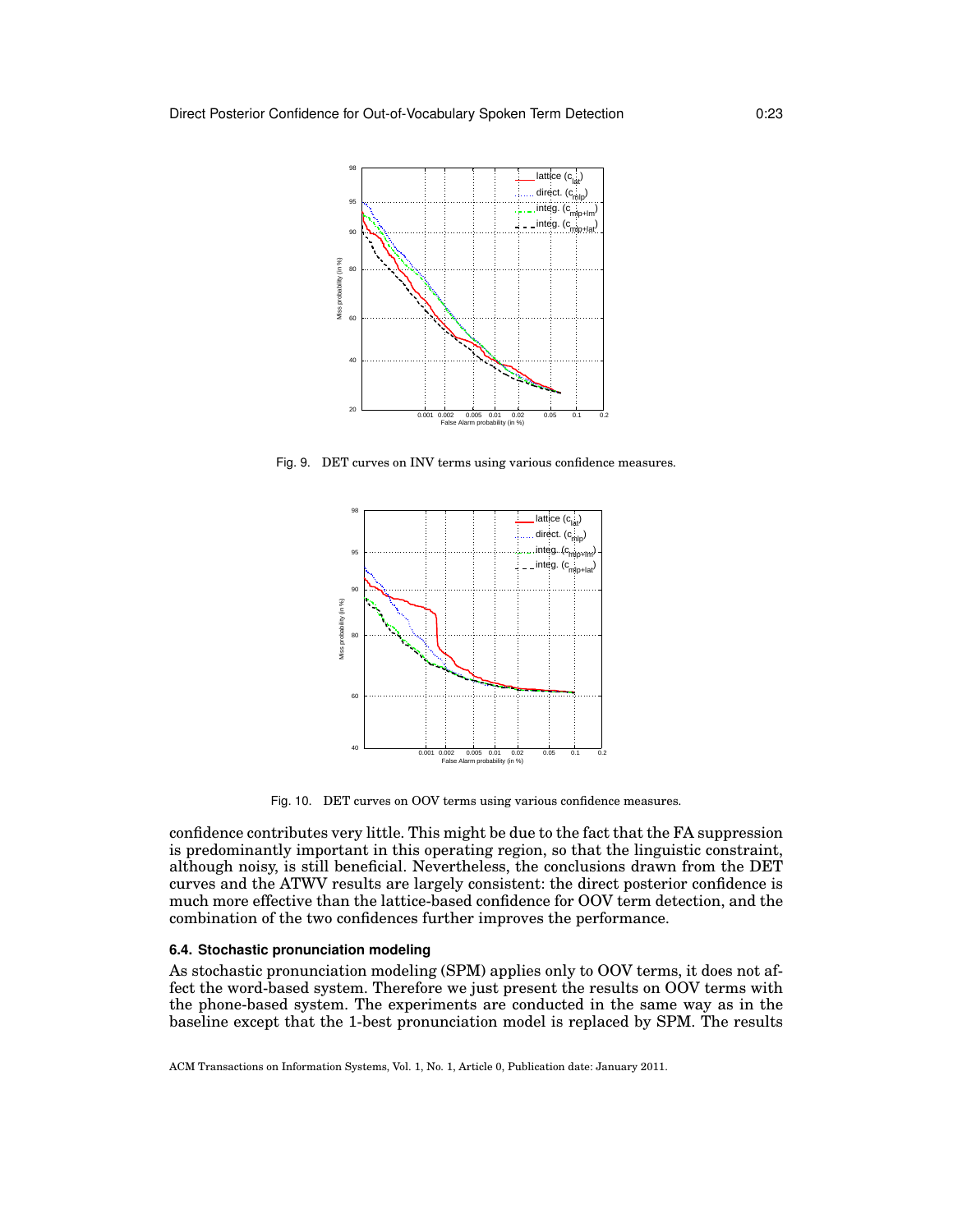Fig. 9. DET curves on INV terms using various confidence measures.

Fig. 10. DET curves on OOV terms using various confidence measures.

confidence contributes very little. This might be due to the fact that the FA suppression is predominantly important in this operating region, so that the linguistic constraint, although noisy, is still beneficial. Nevertheless, the conclusions drawn from the DET curves and the ATWV results are largely consistent: the direct posterior confidence is much more effective than the lattice-based confidence for OOV term detection, and the combination of the two confidences further improves the performance.

### 6.4. Stochastic pronunciation modeling

As stochastic pronunciation modeling (SPM) applies only to OOV terms, it does not affect the word-based system. Therefore we just present the results on OOV terms with the phone-based system. The experiments are conducted in the same way as in the baseline except that the 1-best pronunciation model is replaced by SPM. The results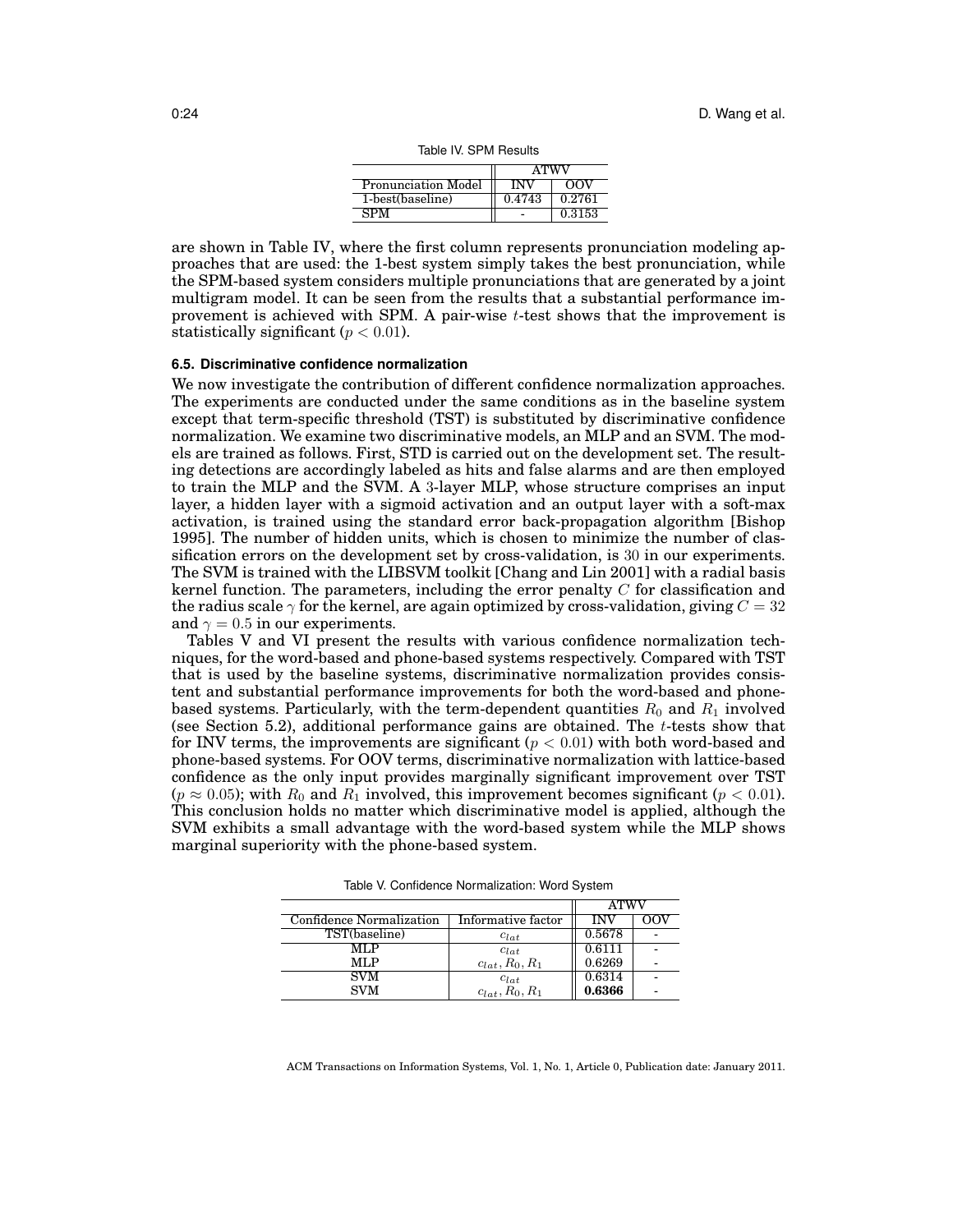Table IV. SPM Results

| | ATWV | |
|---|---|---|
| Pronunciation Model | INV | OOV |
| 1-best(baseline) | 0.4743 | 0.2761 |
| SPM | - | 0.3153 |

are shown in Table IV, where the first column represents pronunciation modeling approaches that are used: the 1-best system simply takes the best pronunciation, while the SPM-based system considers multiple pronunciations that are generated by a joint multigram model. It can be seen from the results that a substantial performance improvement is achieved with SPM. A pair-wise $t$-test shows that the improvement is statistically significant ($p < 0.01$).

### 6.5. Discriminative confidence normalization

We now investigate the contribution of different confidence normalization approaches. The experiments are conducted under the same conditions as in the baseline system except that term-specific threshold (TST) is substituted by discriminative confidence normalization. We examine two discriminative models, an MLP and an SVM. The models are trained as follows. First, STD is carried out on the development set. The resulting detections are accordingly labeled as hits and false alarms and are then employed to train the MLP and the SVM. A 3-layer MLP, whose structure comprises an input layer, a hidden layer with a sigmoid activation and an output layer with a soft-max activation, is trained using the standard error back-propagation algorithm [Bishop 1995]. The number of hidden units, which is chosen to minimize the number of classification errors on the development set by cross-validation, is 30 in our experiments. The SVM is trained with the LIBSVM toolkit [Chang and Lin 2001] with a radial basis kernel function. The parameters, including the error penalty $C$ for classification and the radius scale $\gamma$ for the kernel, are again optimized by cross-validation, giving $C = 32$ and $\gamma = 0.5$ in our experiments.

Tables V and VI present the results with various confidence normalization techniques, for the word-based and phone-based systems respectively. Compared with TST that is used by the baseline systems, discriminative normalization provides consistent and substantial performance improvements for both the word-based and phone-based systems. Particularly, with the term-dependent quantities $R_0$ and $R_1$ involved (see Section 5.2), additional performance gains are obtained. The $t$-tests show that for INV terms, the improvements are significant ($p < 0.01$) with both word-based and phone-based systems. For OOV terms, discriminative normalization with lattice-based confidence as the only input provides marginally significant improvement over TST ($p \approx 0.05$); with $R_0$ and $R_1$ involved, this improvement becomes significant ($p < 0.01$). This conclusion holds no matter which discriminative model is applied, although the SVM exhibits a small advantage with the word-based system while the MLP shows marginal superiority with the phone-based system.

Table V. Confidence Normalization: Word System

| | | ATWV | |
|---|---|---|---|
| Confidence Normalization | Informative factor | INV | OOV |
| TST(baseline) | $c_{lat}$ | 0.5678 | - |
| MLP | $c_{lat}$ | 0.6111 | - |
| MLP | $c_{lat}, R_0, R_1$ | 0.6269 | - |
| SVM | $c_{lat}$ | 0.6314 | - |
| SVM | $c_{lat}, R_0, R_1$ | **0.6366** | - |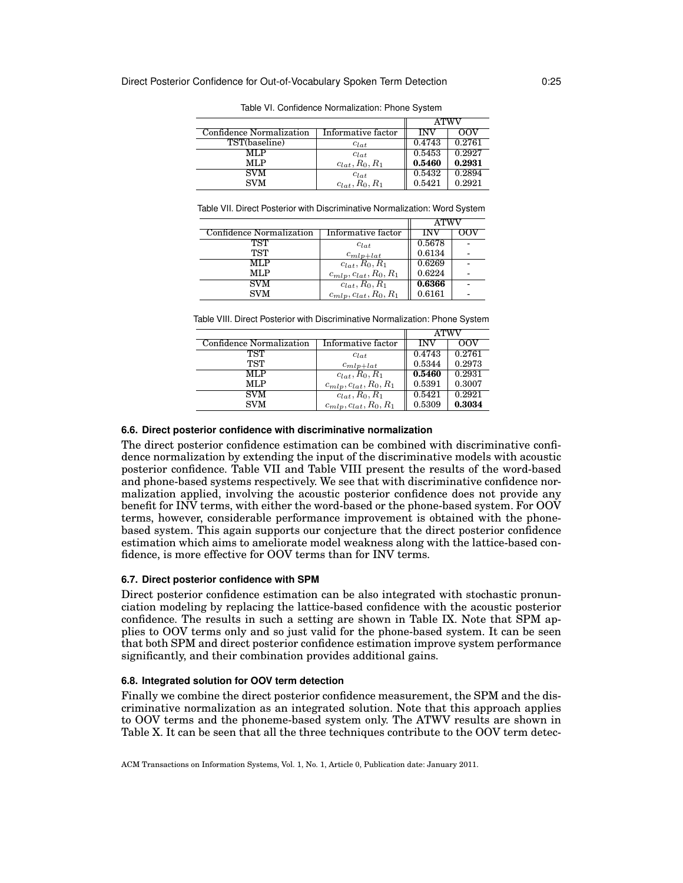Table VI. Confidence Normalization: Phone System

| Confidence Normalization | Informative factor | ATWV INV | ATWV OOV |
|---|---|---|---|
| TST(baseline) | $c_{lat}$ | 0.4743 | 0.2761 |
| MLP | $c_{lat}$ | 0.5453 | 0.2927 |
| MLP | $c_{lat}, R_0, R_1$ | **0.5460** | **0.2931** |
| SVM | $c_{lat}$ | 0.5432 | 0.2894 |
| SVM | $c_{lat}, R_0, R_1$ | 0.5421 | 0.2921 |

Table VII. Direct Posterior with Discriminative Normalization: Word System

| Confidence Normalization | Informative factor | ATWV INV | ATWV OOV |
|---|---|---|---|
| TST | $c_{lat}$ | 0.5678 | - |
| TST | $c_{mlp+lat}$ | 0.6134 | - |
| MLP | $c_{lat}, R_0, R_1$ | 0.6269 | - |
| MLP | $c_{mlp}, c_{lat}, R_0, R_1$ | 0.6224 | - |
| SVM | $c_{lat}, R_0, R_1$ | **0.6366** | - |
| SVM | $c_{mlp}, c_{lat}, R_0, R_1$ | 0.6161 | - |

Table VIII. Direct Posterior with Discriminative Normalization: Phone System

| Confidence Normalization | Informative factor | ATWV INV | ATWV OOV |
|---|---|---|---|
| TST | $c_{lat}$ | 0.4743 | 0.2761 |
| TST | $c_{mlp+lat}$ | 0.5344 | 0.2973 |
| MLP | $c_{lat}, R_0, R_1$ | **0.5460** | 0.2931 |
| MLP | $c_{mlp}, c_{lat}, R_0, R_1$ | 0.5391 | 0.3007 |
| SVM | $c_{lat}, R_0, R_1$ | 0.5421 | 0.2921 |
| SVM | $c_{mlp}, c_{lat}, R_0, R_1$ | 0.5309 | **0.3034** |

### 6.6. Direct posterior confidence with discriminative normalization

The direct posterior confidence estimation can be combined with discriminative confidence normalization by extending the input of the discriminative models with acoustic posterior confidence. Table VII and Table VIII present the results of the word-based and phone-based systems respectively. We see that with discriminative confidence normalization applied, involving the acoustic posterior confidence does not provide any benefit for INV terms, with either the word-based or the phone-based system. For OOV terms, however, considerable performance improvement is obtained with the phone-based system. This again supports our conjecture that the direct posterior confidence estimation which aims to ameliorate model weakness along with the lattice-based confidence, is more effective for OOV terms than for INV terms.

### 6.7. Direct posterior confidence with SPM

Direct posterior confidence estimation can be also integrated with stochastic pronunciation modeling by replacing the lattice-based confidence with the acoustic posterior confidence. The results in such a setting are shown in Table IX. Note that SPM applies to OOV terms only and so just valid for the phone-based system. It can be seen that both SPM and direct posterior confidence estimation improve system performance significantly, and their combination provides additional gains.

### 6.8. Integrated solution for OOV term detection

Finally we combine the direct posterior confidence measurement, the SPM and the discriminative normalization as an integrated solution. Note that this approach applies to OOV terms and the phoneme-based system only. The ATWV results are shown in Table X. It can be seen that all the three techniques contribute to the OOV term detec-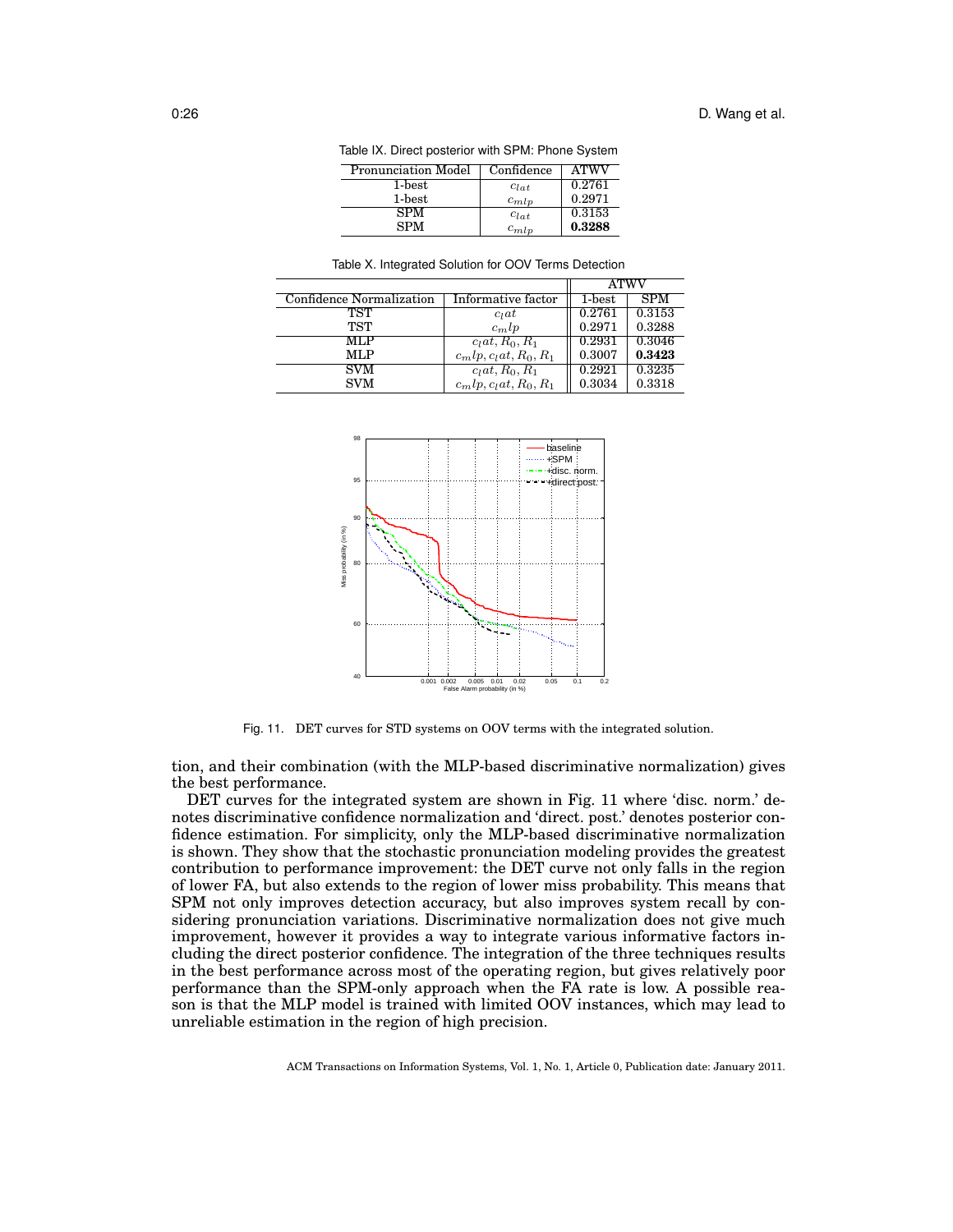Table IX. Direct posterior with SPM: Phone System

| Pronunciation Model | Confidence | ATWV |
|---|---|---|
| 1-best | $c_{lat}$ | 0.2761 |
| 1-best | $c_{mlp}$ | 0.2971 |
| SPM | $c_{lat}$ | 0.3153 |
| SPM | $c_{mlp}$ | **0.3288** |

Table X. Integrated Solution for OOV Terms Detection

| | | ATWV | |
|---|---|---|---|
| Confidence Normalization | Informative factor | 1-best | SPM |
| TST | $c_lat$ | 0.2761 | 0.3153 |
| TST | $c_mlp$ | 0.2971 | 0.3288 |
| MLP | $c_lat, R_0, R_1$ | 0.2931 | 0.3046 |
| MLP | $c_mlp, c_lat, R_0, R_1$ | 0.3007 | **0.3423** |
| SVM | $c_lat, R_0, R_1$ | 0.2921 | 0.3235 |
| SVM | $c_mlp, c_lat, R_0, R_1$ | 0.3034 | 0.3318 |

Fig. 11. DET curves for STD systems on OOV terms with the integrated solution.

tion, and their combination (with the MLP-based discriminative normalization) gives the best performance.

DET curves for the integrated system are shown in Fig. 11 where 'disc. norm.' denotes discriminative confidence normalization and 'direct. post.' denotes posterior confidence estimation. For simplicity, only the MLP-based discriminative normalization is shown. They show that the stochastic pronunciation modeling provides the greatest contribution to performance improvement: the DET curve not only falls in the region of lower FA, but also extends to the region of lower miss probability. This means that SPM not only improves detection accuracy, but also improves system recall by considering pronunciation variations. Discriminative normalization does not give much improvement, however it provides a way to integrate various informative factors including the direct posterior confidence. The integration of the three techniques results in the best performance across most of the operating region, but gives relatively poor performance than the SPM-only approach when the FA rate is low. A possible reason is that the MLP model is trained with limited OOV instances, which may lead to unreliable estimation in the region of high precision.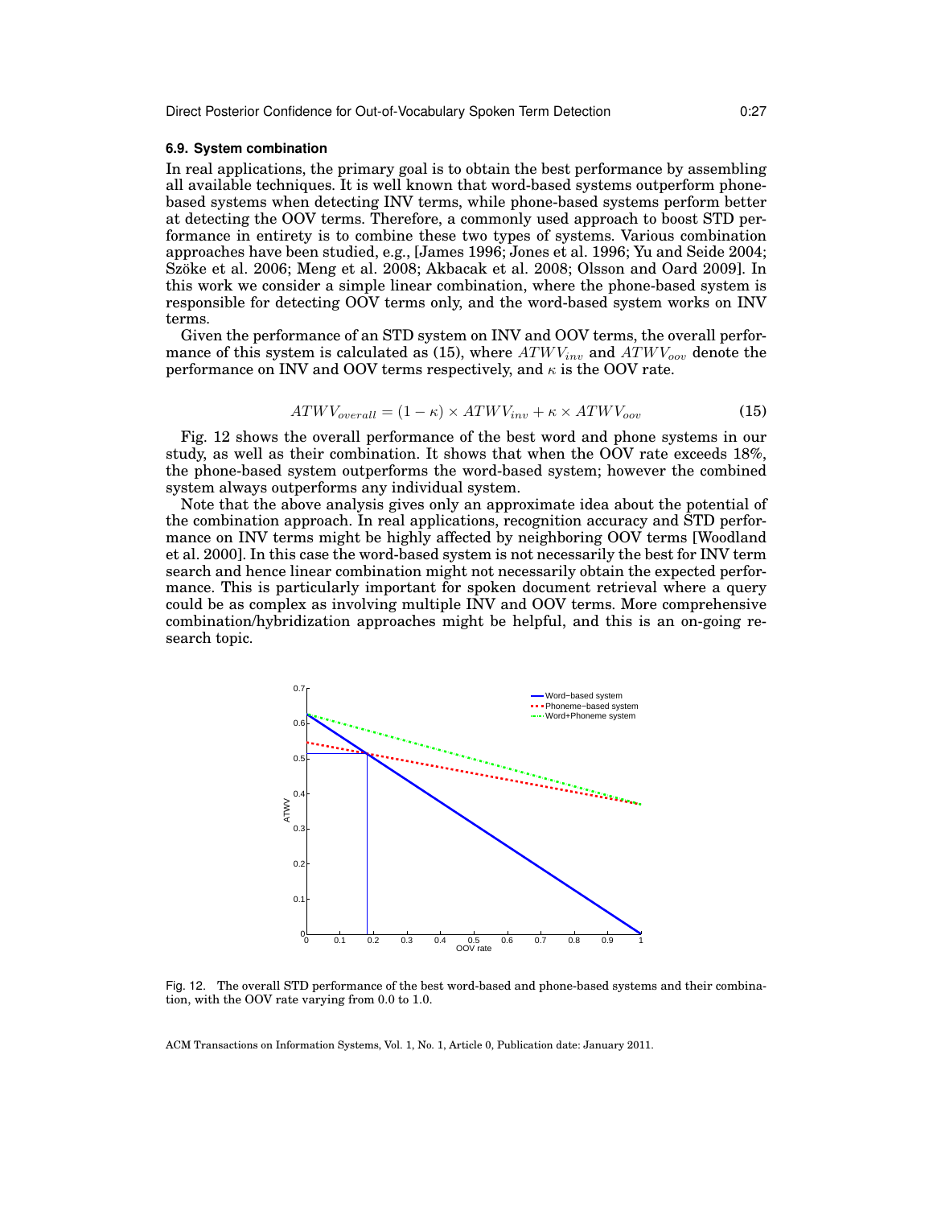### 6.9. System combination

In real applications, the primary goal is to obtain the best performance by assembling all available techniques. It is well known that word-based systems outperform phone-based systems when detecting INV terms, while phone-based systems perform better at detecting the OOV terms. Therefore, a commonly used approach to boost STD performance in entirety is to combine these two types of systems. Various combination approaches have been studied, e.g., [James 1996; Jones et al. 1996; Yu and Seide 2004; Szöke et al. 2006; Meng et al. 2008; Akbacak et al. 2008; Olsson and Oard 2009]. In this work we consider a simple linear combination, where the phone-based system is responsible for detecting OOV terms only, and the word-based system works on INV terms.

Given the performance of an STD system on INV and OOV terms, the overall performance of this system is calculated as (15), where $ATWV_{inv}$ and $ATWV_{oov}$ denote the performance on INV and OOV terms respectively, and $\kappa$ is the OOV rate.

$$ATWV_{overall} = (1 - \kappa) \times ATWV_{inv} + \kappa \times ATWV_{oov} \tag{15}$$

Fig. 12 shows the overall performance of the best word and phone systems in our study, as well as their combination. It shows that when the OOV rate exceeds 18%, the phone-based system outperforms the word-based system; however the combined system always outperforms any individual system.

Note that the above analysis gives only an approximate idea about the potential of the combination approach. In real applications, recognition accuracy and STD performance on INV terms might be highly affected by neighboring OOV terms [Woodland et al. 2000]. In this case the word-based system is not necessarily the best for INV term search and hence linear combination might not necessarily obtain the expected performance. This is particularly important for spoken document retrieval where a query could be as complex as involving multiple INV and OOV terms. More comprehensive combination/hybridization approaches might be helpful, and this is an on-going research topic.

Fig. 12. The overall STD performance of the best word-based and phone-based systems and their combination, with the OOV rate varying from 0.0 to 1.0.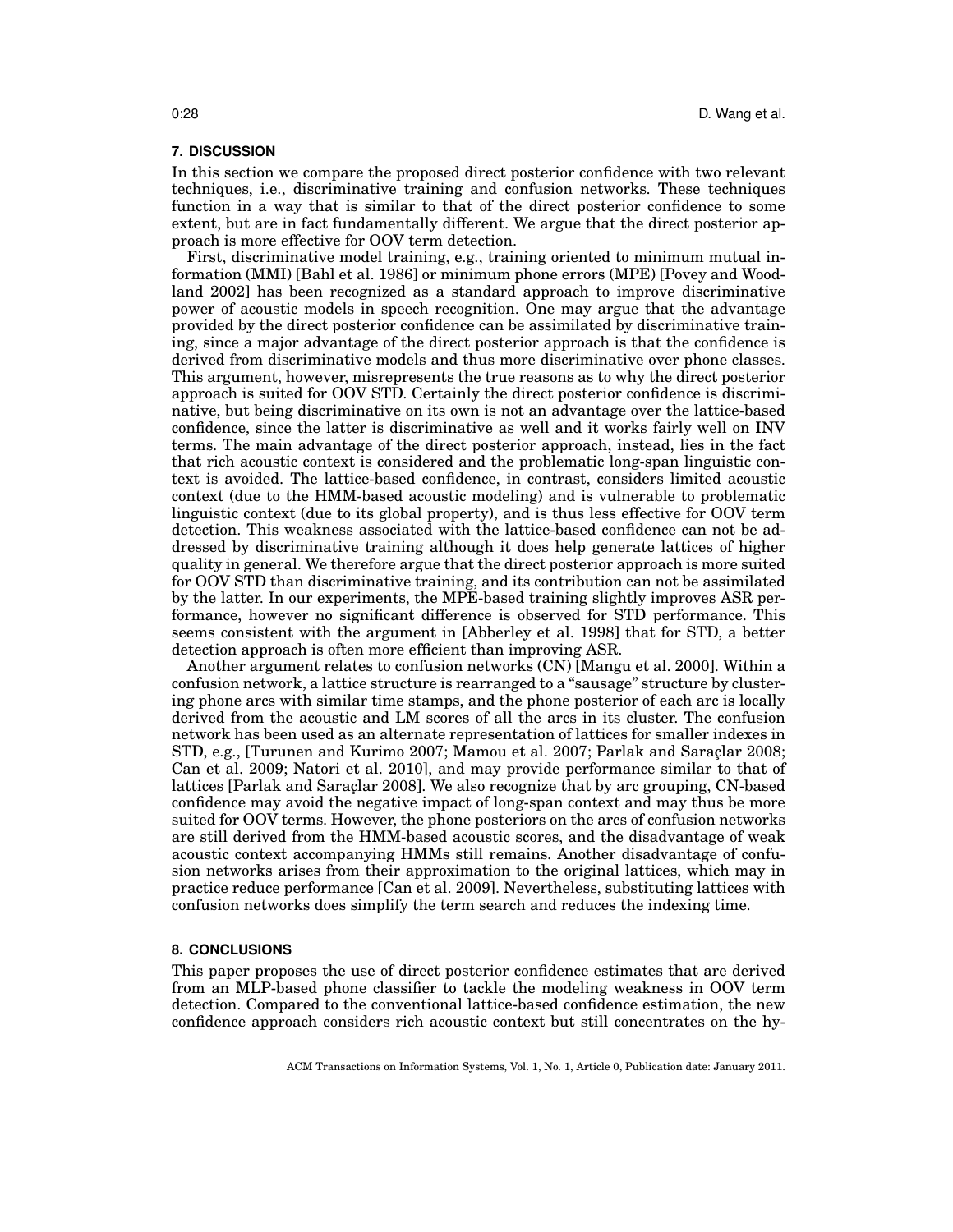## 7. DISCUSSION

In this section we compare the proposed direct posterior confidence with two relevant techniques, i.e., discriminative training and confusion networks. These techniques function in a way that is similar to that of the direct posterior confidence to some extent, but are in fact fundamentally different. We argue that the direct posterior approach is more effective for OOV term detection.

First, discriminative model training, e.g., training oriented to minimum mutual information (MMI) [Bahl et al. 1986] or minimum phone errors (MPE) [Povey and Woodland 2002] has been recognized as a standard approach to improve discriminative power of acoustic models in speech recognition. One may argue that the advantage provided by the direct posterior confidence can be assimilated by discriminative training, since a major advantage of the direct posterior approach is that the confidence is derived from discriminative models and thus more discriminative over phone classes. This argument, however, misrepresents the true reasons as to why the direct posterior approach is suited for OOV STD. Certainly the direct posterior confidence is discriminative, but being discriminative on its own is not an advantage over the lattice-based confidence, since the latter is discriminative as well and it works fairly well on INV terms. The main advantage of the direct posterior approach, instead, lies in the fact that rich acoustic context is considered and the problematic long-span linguistic context is avoided. The lattice-based confidence, in contrast, considers limited acoustic context (due to the HMM-based acoustic modeling) and is vulnerable to problematic linguistic context (due to its global property), and is thus less effective for OOV term detection. This weakness associated with the lattice-based confidence can not be addressed by discriminative training although it does help generate lattices of higher quality in general. We therefore argue that the direct posterior approach is more suited for OOV STD than discriminative training, and its contribution can not be assimilated by the latter. In our experiments, the MPE-based training slightly improves ASR performance, however no significant difference is observed for STD performance. This seems consistent with the argument in [Abberley et al. 1998] that for STD, a better detection approach is often more efficient than improving ASR.

Another argument relates to confusion networks (CN) [Mangu et al. 2000]. Within a confusion network, a lattice structure is rearranged to a "sausage" structure by clustering phone arcs with similar time stamps, and the phone posterior of each arc is locally derived from the acoustic and LM scores of all the arcs in its cluster. The confusion network has been used as an alternate representation of lattices for smaller indexes in STD, e.g., [Turunen and Kurimo 2007; Mamou et al. 2007; Parlak and Saraçlar 2008; Can et al. 2009; Natori et al. 2010], and may provide performance similar to that of lattices [Parlak and Saraçlar 2008]. We also recognize that by arc grouping, CN-based confidence may avoid the negative impact of long-span context and may thus be more suited for OOV terms. However, the phone posteriors on the arcs of confusion networks are still derived from the HMM-based acoustic scores, and the disadvantage of weak acoustic context accompanying HMMs still remains. Another disadvantage of confusion networks arises from their approximation to the original lattices, which may in practice reduce performance [Can et al. 2009]. Nevertheless, substituting lattices with confusion networks does simplify the term search and reduces the indexing time.

## 8. CONCLUSIONS

This paper proposes the use of direct posterior confidence estimates that are derived from an MLP-based phone classifier to tackle the modeling weakness in OOV term detection. Compared to the conventional lattice-based confidence estimation, the new confidence approach considers rich acoustic context but still concentrates on the hy-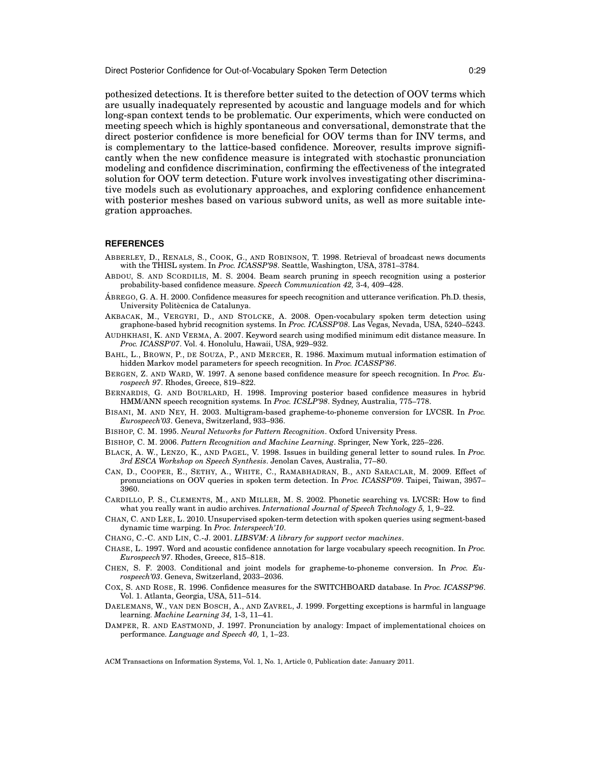pothesized detections. It is therefore better suited to the detection of OOV terms which are usually inadequately represented by acoustic and language models and for which long-span context tends to be problematic. Our experiments, which were conducted on meeting speech which is highly spontaneous and conversational, demonstrate that the direct posterior confidence is more beneficial for OOV terms than for INV terms, and is complementary to the lattice-based confidence. Moreover, results improve significantly when the new confidence measure is integrated with stochastic pronunciation modeling and confidence discrimination, confirming the effectiveness of the integrated solution for OOV term detection. Future work involves investigating other discriminative models such as evolutionary approaches, and exploring confidence enhancement with posterior meshes based on various subword units, as well as more suitable integration approaches.

## REFERENCES

ABBERLEY, D., RENALS, S., COOK, G., AND ROBINSON, T. 1998. Retrieval of broadcast news documents with the THISL system. In *Proc. ICASSP'98*. Seattle, Washington, USA, 3781–3784.

ABDOU, S. AND SCORDILIS, M. S. 2004. Beam search pruning in speech recognition using a posterior probability-based confidence measure. *Speech Communication 42,* 3-4, 409–428.

ÁBREGO, G. A. H. 2000. Confidence measures for speech recognition and utterance verification. Ph.D. thesis, University Politècnica de Catalunya.

AKBACAK, M., VERGYRI, D., AND STOLCKE, A. 2008. Open-vocabulary spoken term detection using graphone-based hybrid recognition systems. In *Proc. ICASSP'08*. Las Vegas, Nevada, USA, 5240–5243.

AUDHKHASI, K. AND VERMA, A. 2007. Keyword search using modified minimum edit distance measure. In *Proc. ICASSP'07*. Vol. 4. Honolulu, Hawaii, USA, 929–932.

BAHL, L., BROWN, P., DE SOUZA, P., AND MERCER, R. 1986. Maximum mutual information estimation of hidden Markov model parameters for speech recognition. In *Proc. ICASSP'86*.

BERGEN, Z. AND WARD, W. 1997. A senone based confidence measure for speech recognition. In *Proc. Eurospeech 97*. Rhodes, Greece, 819–822.

BERNARDIS, G. AND BOURLARD, H. 1998. Improving posterior based confidence measures in hybrid HMM/ANN speech recognition systems. In *Proc. ICSLP'98*. Sydney, Australia, 775–778.

BISANI, M. AND NEY, H. 2003. Multigram-based grapheme-to-phoneme conversion for LVCSR. In *Proc. Eurospeech'03*. Geneva, Switzerland, 933–936.

BISHOP, C. M. 1995. *Neural Networks for Pattern Recognition*. Oxford University Press.

BISHOP, C. M. 2006. *Pattern Recognition and Machine Learning*. Springer, New York, 225–226.

BLACK, A. W., LENZO, K., AND PAGEL, V. 1998. Issues in building general letter to sound rules. In *Proc. 3rd ESCA Workshop on Speech Synthesis*. Jenolan Caves, Australia, 77–80.

CAN, D., COOPER, E., SETHY, A., WHITE, C., RAMABHADRAN, B., AND SARACLAR, M. 2009. Effect of pronunciations on OOV queries in spoken term detection. In *Proc. ICASSP'09*. Taipei, Taiwan, 3957–3960.

CARDILLO, P. S., CLEMENTS, M., AND MILLER, M. S. 2002. Phonetic searching vs. LVCSR: How to find what you really want in audio archives. *International Journal of Speech Technology 5,* 1, 9–22.

CHAN, C. AND LEE, L. 2010. Unsupervised spoken-term detection with spoken queries using segment-based dynamic time warping. In *Proc. Interspeech'10*.

CHANG, C.-C. AND LIN, C.-J. 2001. *LIBSVM: A library for support vector machines*.

CHASE, L. 1997. Word and acoustic confidence annotation for large vocabulary speech recognition. In *Proc. Eurospeech'97*. Rhodes, Greece, 815–818.

CHEN, S. F. 2003. Conditional and joint models for grapheme-to-phoneme conversion. In *Proc. Eurospeech'03*. Geneva, Switzerland, 2033–2036.

COX, S. AND ROSE, R. 1996. Confidence measures for the SWITCHBOARD database. In *Proc. ICASSP'96*. Vol. 1. Atlanta, Georgia, USA, 511–514.

DAELEMANS, W., VAN DEN BOSCH, A., AND ZAVREL, J. 1999. Forgetting exceptions is harmful in language learning. *Machine Learning 34,* 1-3, 11–41.

DAMPER, R. AND EASTMOND, J. 1997. Pronunciation by analogy: Impact of implementational choices on performance. *Language and Speech 40,* 1, 1–23.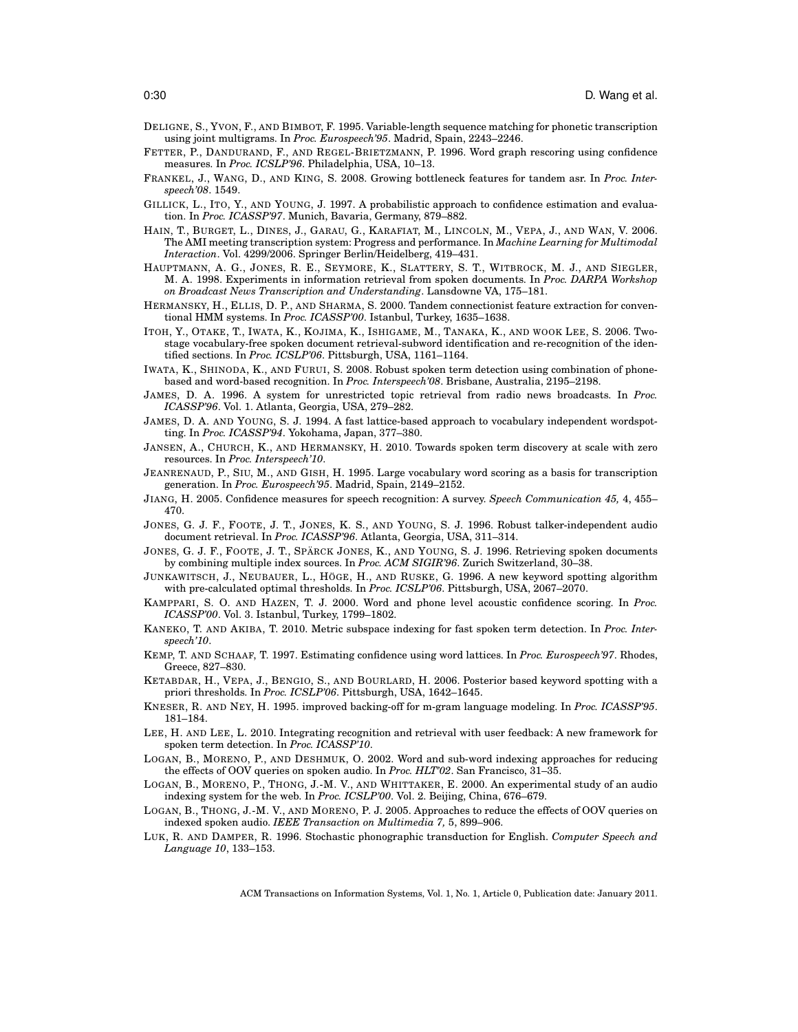DELIGNE, S., YVON, F., AND BIMBOT, F. 1995. Variable-length sequence matching for phonetic transcription using joint multigrams. In *Proc. Eurospeech'95*. Madrid, Spain, 2243–2246.

FETTER, P., DANDURAND, F., AND REGEL-BRIETZMANN, P. 1996. Word graph rescoring using confidence measures. In *Proc. ICSLP'96*. Philadelphia, USA, 10–13.

FRANKEL, J., WANG, D., AND KING, S. 2008. Growing bottleneck features for tandem asr. In *Proc. Interspeech'08*. 1549.

GILLICK, L., ITO, Y., AND YOUNG, J. 1997. A probabilistic approach to confidence estimation and evaluation. In *Proc. ICASSP'97*. Munich, Bavaria, Germany, 879–882.

HAIN, T., BURGET, L., DINES, J., GARAU, G., KARAFIAT, M., LINCOLN, M., VEPA, J., AND WAN, V. 2006. The AMI meeting transcription system: Progress and performance. In *Machine Learning for Multimodal Interaction*. Vol. 4299/2006. Springer Berlin/Heidelberg, 419–431.

HAUPTMANN, A. G., JONES, R. E., SEYMORE, K., SLATTERY, S. T., WITBROCK, M. J., AND SIEGLER, M. A. 1998. Experiments in information retrieval from spoken documents. In *Proc. DARPA Workshop on Broadcast News Transcription and Understanding*. Lansdowne VA, 175–181.

HERMANSKY, H., ELLIS, D. P., AND SHARMA, S. 2000. Tandem connectionist feature extraction for conventional HMM systems. In *Proc. ICASSP'00*. Istanbul, Turkey, 1635–1638.

ITOH, Y., OTAKE, T., IWATA, K., KOJIMA, K., ISHIGAME, M., TANAKA, K., AND WOOK LEE, S. 2006. Two-stage vocabulary-free spoken document retrieval-subword identification and re-recognition of the identified sections. In *Proc. ICSLP'06*. Pittsburgh, USA, 1161–1164.

IWATA, K., SHINODA, K., AND FURUI, S. 2008. Robust spoken term detection using combination of phone-based and word-based recognition. In *Proc. Interspeech'08*. Brisbane, Australia, 2195–2198.

JAMES, D. A. 1996. A system for unrestricted topic retrieval from radio news broadcasts. In *Proc. ICASSP'96*. Vol. 1. Atlanta, Georgia, USA, 279–282.

JAMES, D. A. AND YOUNG, S. J. 1994. A fast lattice-based approach to vocabulary independent wordspotting. In *Proc. ICASSP'94*. Yokohama, Japan, 377–380.

JANSEN, A., CHURCH, K., AND HERMANSKY, H. 2010. Towards spoken term discovery at scale with zero resources. In *Proc. Interspeech'10*.

JEANRENAUD, P., SIU, M., AND GISH, H. 1995. Large vocabulary word scoring as a basis for transcription generation. In *Proc. Eurospeech'95*. Madrid, Spain, 2149–2152.

JIANG, H. 2005. Confidence measures for speech recognition: A survey. *Speech Communication 45,* 4, 455–470.

JONES, G. J. F., FOOTE, J. T., JONES, K. S., AND YOUNG, S. J. 1996. Robust talker-independent audio document retrieval. In *Proc. ICASSP'96*. Atlanta, Georgia, USA, 311–314.

JONES, G. J. F., FOOTE, J. T., SPÄRCK JONES, K., AND YOUNG, S. J. 1996. Retrieving spoken documents by combining multiple index sources. In *Proc. ACM SIGIR'96*. Zurich Switzerland, 30–38.

JUNKAWITSCH, J., NEUBAUER, L., HÖGE, H., AND RUSKE, G. 1996. A new keyword spotting algorithm with pre-calculated optimal thresholds. In *Proc. ICSLP'06*. Pittsburgh, USA, 2067–2070.

KAMPPARI, S. O. AND HAZEN, T. J. 2000. Word and phone level acoustic confidence scoring. In *Proc. ICASSP'00*. Vol. 3. Istanbul, Turkey, 1799–1802.

KANEKO, T. AND AKIBA, T. 2010. Metric subspace indexing for fast spoken term detection. In *Proc. Interspeech'10*.

KEMP, T. AND SCHAAF, T. 1997. Estimating confidence using word lattices. In *Proc. Eurospeech'97*. Rhodes, Greece, 827–830.

KETABDAR, H., VEPA, J., BENGIO, S., AND BOURLARD, H. 2006. Posterior based keyword spotting with a priori thresholds. In *Proc. ICSLP'06*. Pittsburgh, USA, 1642–1645.

KNESER, R. AND NEY, H. 1995. improved backing-off for m-gram language modeling. In *Proc. ICASSP'95*. 181–184.

LEE, H. AND LEE, L. 2010. Integrating recognition and retrieval with user feedback: A new framework for spoken term detection. In *Proc. ICASSP'10*.

LOGAN, B., MORENO, P., AND DESHMUK, O. 2002. Word and sub-word indexing approaches for reducing the effects of OOV queries on spoken audio. In *Proc. HLT'02*. San Francisco, 31–35.

LOGAN, B., MORENO, P., THONG, J.-M. V., AND WHITTAKER, E. 2000. An experimental study of an audio indexing system for the web. In *Proc. ICSLP'00*. Vol. 2. Beijing, China, 676–679.

LOGAN, B., THONG, J.-M. V., AND MORENO, P. J. 2005. Approaches to reduce the effects of OOV queries on indexed spoken audio. *IEEE Transaction on Multimedia 7,* 5, 899–906.

LUK, R. AND DAMPER, R. 1996. Stochastic phonographic transduction for English. *Computer Speech and Language 10*, 133–153.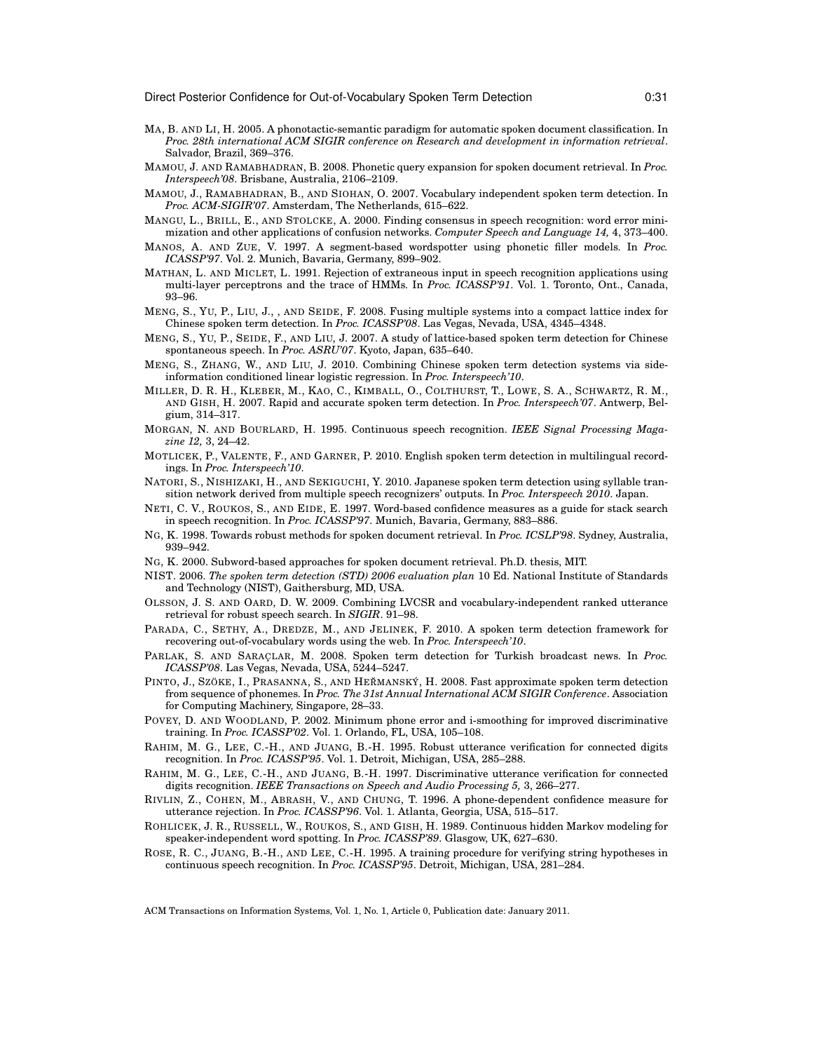MA, B. AND LI, H. 2005. A phonotactic-semantic paradigm for automatic spoken document classification. In *Proc. 28th international ACM SIGIR conference on Research and development in information retrieval*. Salvador, Brazil, 369–376.

MAMOU, J. AND RAMABHADRAN, B. 2008. Phonetic query expansion for spoken document retrieval. In *Proc. Interspeech'08*. Brisbane, Australia, 2106–2109.

MAMOU, J., RAMABHADRAN, B., AND SIOHAN, O. 2007. Vocabulary independent spoken term detection. In *Proc. ACM-SIGIR'07*. Amsterdam, The Netherlands, 615–622.

MANGU, L., BRILL, E., AND STOLCKE, A. 2000. Finding consensus in speech recognition: word error minimization and other applications of confusion networks. *Computer Speech and Language 14,* 4, 373–400.

MANOS, A. AND ZUE, V. 1997. A segment-based wordspotter using phonetic filler models. In *Proc. ICASSP'97*. Vol. 2. Munich, Bavaria, Germany, 899–902.

MATHAN, L. AND MICLET, L. 1991. Rejection of extraneous input in speech recognition applications using multi-layer perceptrons and the trace of HMMs. In *Proc. ICASSP'91*. Vol. 1. Toronto, Ont., Canada, 93–96.

MENG, S., YU, P., LIU, J., , AND SEIDE, F. 2008. Fusing multiple systems into a compact lattice index for Chinese spoken term detection. In *Proc. ICASSP'08*. Las Vegas, Nevada, USA, 4345–4348.

MENG, S., YU, P., SEIDE, F., AND LIU, J. 2007. A study of lattice-based spoken term detection for Chinese spontaneous speech. In *Proc. ASRU'07*. Kyoto, Japan, 635–640.

MENG, S., ZHANG, W., AND LIU, J. 2010. Combining Chinese spoken term detection systems via side-information conditioned linear logistic regression. In *Proc. Interspeech'10*.

MILLER, D. R. H., KLEBER, M., KAO, C., KIMBALL, O., COLTHURST, T., LOWE, S. A., SCHWARTZ, R. M., AND GISH, H. 2007. Rapid and accurate spoken term detection. In *Proc. Interspeech'07*. Antwerp, Belgium, 314–317.

MORGAN, N. AND BOURLARD, H. 1995. Continuous speech recognition. *IEEE Signal Processing Magazine 12,* 3, 24–42.

MOTLICEK, P., VALENTE, F., AND GARNER, P. 2010. English spoken term detection in multilingual recordings. In *Proc. Interspeech'10*.

NATORI, S., NISHIZAKI, H., AND SEKIGUCHI, Y. 2010. Japanese spoken term detection using syllable transition network derived from multiple speech recognizers' outputs. In *Proc. Interspeech 2010*. Japan.

NETI, C. V., ROUKOS, S., AND EIDE, E. 1997. Word-based confidence measures as a guide for stack search in speech recognition. In *Proc. ICASSP'97*. Munich, Bavaria, Germany, 883–886.

NG, K. 1998. Towards robust methods for spoken document retrieval. In *Proc. ICSLP'98*. Sydney, Australia, 939–942.

NG, K. 2000. Subword-based approaches for spoken document retrieval. Ph.D. thesis, MIT.

NIST. 2006. *The spoken term detection (STD) 2006 evaluation plan* 10 Ed. National Institute of Standards and Technology (NIST), Gaithersburg, MD, USA.

OLSSON, J. S. AND OARD, D. W. 2009. Combining LVCSR and vocabulary-independent ranked utterance retrieval for robust speech search. In *SIGIR*. 91–98.

PARADA, C., SETHY, A., DREDZE, M., AND JELINEK, F. 2010. A spoken term detection framework for recovering out-of-vocabulary words using the web. In *Proc. Interspeech'10*.

PARLAK, S. AND SARAÇLAR, M. 2008. Spoken term detection for Turkish broadcast news. In *Proc. ICASSP'08*. Las Vegas, Nevada, USA, 5244–5247.

PINTO, J., SZÖKE, I., PRASANNA, S., AND HEŘMANSKÝ, H. 2008. Fast approximate spoken term detection from sequence of phonemes. In *Proc. The 31st Annual International ACM SIGIR Conference*. Association for Computing Machinery, Singapore, 28–33.

POVEY, D. AND WOODLAND, P. 2002. Minimum phone error and i-smoothing for improved discriminative training. In *Proc. ICASSP'02*. Vol. 1. Orlando, FL, USA, 105–108.

RAHIM, M. G., LEE, C.-H., AND JUANG, B.-H. 1995. Robust utterance verification for connected digits recognition. In *Proc. ICASSP'95*. Vol. 1. Detroit, Michigan, USA, 285–288.

RAHIM, M. G., LEE, C.-H., AND JUANG, B.-H. 1997. Discriminative utterance verification for connected digits recognition. *IEEE Transactions on Speech and Audio Processing 5,* 3, 266–277.

RIVLIN, Z., COHEN, M., ABRASH, V., AND CHUNG, T. 1996. A phone-dependent confidence measure for utterance rejection. In *Proc. ICASSP'96*. Vol. 1. Atlanta, Georgia, USA, 515–517.

ROHLICEK, J. R., RUSSELL, W., ROUKOS, S., AND GISH, H. 1989. Continuous hidden Markov modeling for speaker-independent word spotting. In *Proc. ICASSP'89*. Glasgow, UK, 627–630.

ROSE, R. C., JUANG, B.-H., AND LEE, C.-H. 1995. A training procedure for verifying string hypotheses in continuous speech recognition. In *Proc. ICASSP'95*. Detroit, Michigan, USA, 281–284.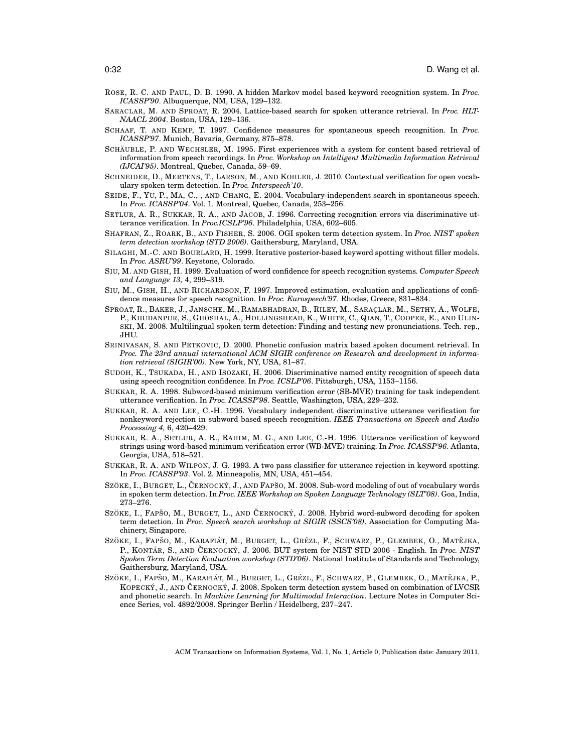ROSE, R. C. AND PAUL, D. B. 1990. A hidden Markov model based keyword recognition system. In *Proc. ICASSP'90*. Albuquerque, NM, USA, 129–132.

SARACLAR, M. AND SPROAT, R. 2004. Lattice-based search for spoken utterance retrieval. In *Proc. HLT-NAACL 2004*. Boston, USA, 129–136.

SCHAAF, T. AND KEMP, T. 1997. Confidence measures for spontaneous speech recognition. In *Proc. ICASSP'97*. Munich, Bavaria, Germany, 875–878.

SCHÄUBLE, P. AND WECHSLER, M. 1995. First experiences with a system for content based retrieval of information from speech recordings. In *Proc. Workshop on Intelligent Multimedia Information Retrieval (IJCAI'95)*. Montreal, Quebec, Canada, 59–69.

SCHNEIDER, D., MERTENS, T., LARSON, M., AND KOHLER, J. 2010. Contextual verification for open vocabulary spoken term detection. In *Proc. Interspeech'10*.

SEIDE, F., YU, P., MA, C., , AND CHANG, E. 2004. Vocabulary-independent search in spontaneous speech. In *Proc. ICASSP'04*. Vol. 1. Montreal, Quebec, Canada, 253–256.

SETLUR, A. R., SUKKAR, R. A., AND JACOB, J. 1996. Correcting recognition errors via discriminative utterance verification. In *Proc.ICSLP'96*. Philadelphia, USA, 602–605.

SHAFRAN, Z., ROARK, B., AND FISHER, S. 2006. OGI spoken term detection system. In *Proc. NIST spoken term detection workshop (STD 2006)*. Gaithersburg, Maryland, USA.

SILAGHI, M.-C. AND BOURLARD, H. 1999. Iterative posterior-based keyword spotting without filler models. In *Proc. ASRU'99*. Keystone, Colorado.

SIU, M. AND GISH, H. 1999. Evaluation of word confidence for speech recognition systems. *Computer Speech and Language 13,* 4, 299–319.

SIU, M., GISH, H., AND RICHARDSON, F. 1997. Improved estimation, evaluation and applications of confidence measures for speech recognition. In *Proc. Eurospeech'97*. Rhodes, Greece, 831–834.

SPROAT, R., BAKER, J., JANSCHE, M., RAMABHADRAN, B., RILEY, M., SARAÇLAR, M., SETHY, A., WOLFE, P., KHUDANPUR, S., GHOSHAL, A., HOLLINGSHEAD, K., WHITE, C., QIAN, T., COOPER, E., AND ULINSKI, M. 2008. Multilingual spoken term detection: Finding and testing new pronunciations. Tech. rep., JHU.

SRINIVASAN, S. AND PETKOVIC, D. 2000. Phonetic confusion matrix based spoken document retrieval. In *Proc. The 23rd annual international ACM SIGIR conference on Research and development in information retrieval (SIGIR'00)*. New York, NY, USA, 81–87.

SUDOH, K., TSUKADA, H., AND ISOZAKI, H. 2006. Discriminative named entity recognition of speech data using speech recognition confidence. In *Proc. ICSLP'06*. Pittsburgh, USA, 1153–1156.

SUKKAR, R. A. 1998. Subword-based minimum verification error (SB-MVE) training for task independent utterance verification. In *Proc. ICASSP'98*. Seattle, Washington, USA, 229–232.

SUKKAR, R. A. AND LEE, C.-H. 1996. Vocabulary independent discriminative utterance verification for nonkeyword rejection in subword based speech recognition. *IEEE Transactions on Speech and Audio Processing 4,* 6, 420–429.

SUKKAR, R. A., SETLUR, A. R., RAHIM, M. G., AND LEE, C.-H. 1996. Utterance verification of keyword strings using word-based minimum verification error (WB-MVE) training. In *Proc. ICASSP'96*. Atlanta, Georgia, USA, 518–521.

SUKKAR, R. A. AND WILPON, J. G. 1993. A two pass classifier for utterance rejection in keyword spotting. In *Proc. ICASSP'93*. Vol. 2. Minneapolis, MN, USA, 451–454.

SZÖKE, I., BURGET, L., ČERNOCKÝ, J., AND FAPŠO, M. 2008. Sub-word modeling of out of vocabulary words in spoken term detection. In *Proc. IEEE Workshop on Spoken Language Technology (SLT'08)*. Goa, India, 273–276.

SZÖKE, I., FAPŠO, M., BURGET, L., AND ČERNOCKÝ, J. 2008. Hybrid word-subword decoding for spoken term detection. In *Proc. Speech search workshop at SIGIR (SSCS'08)*. Association for Computing Machinery, Singapore.

SZÖKE, I., FAPŠO, M., KARAFIÁT, M., BURGET, L., GRÉZL, F., SCHWARZ, P., GLEMBEK, O., MATĚJKA, P., KONTÁR, S., AND ČERNOCKÝ, J. 2006. BUT system for NIST STD 2006 - English. In *Proc. NIST Spoken Term Detection Evaluation workshop (STD'06)*. National Institute of Standards and Technology, Gaithersburg, Maryland, USA.

SZÖKE, I., FAPŠO, M., KARAFIÁT, M., BURGET, L., GRÉZL, F., SCHWARZ, P., GLEMBEK, O., MATĚJKA, P., KOPECKÝ, J., AND ČERNOCKÝ, J. 2008. Spoken term detection system based on combination of LVCSR and phonetic search. In *Machine Learning for Multimodal Interaction*. Lecture Notes in Computer Science Series, vol. 4892/2008. Springer Berlin / Heidelberg, 237–247.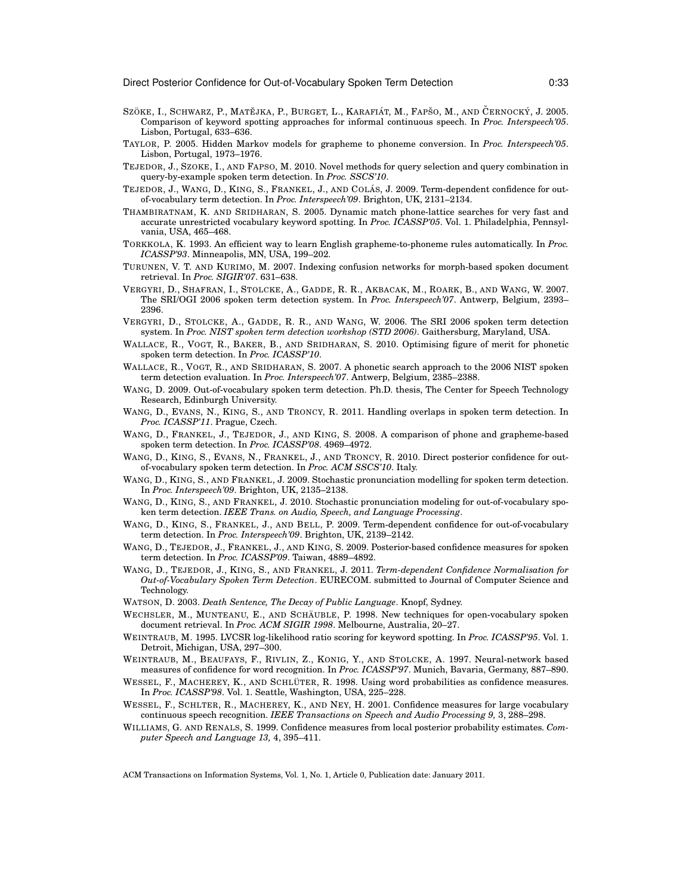SZÖKE, I., SCHWARZ, P., MATĚJKA, P., BURGET, L., KARAFIÁT, M., FAPŠO, M., AND ČERNOCKÝ, J. 2005. Comparison of keyword spotting approaches for informal continuous speech. In *Proc. Interspeech'05*. Lisbon, Portugal, 633–636.

TAYLOR, P. 2005. Hidden Markov models for grapheme to phoneme conversion. In *Proc. Interspeech'05*. Lisbon, Portugal, 1973–1976.

TEJEDOR, J., SZOKE, I., AND FAPSO, M. 2010. Novel methods for query selection and query combination in query-by-example spoken term detection. In *Proc. SSCS'10*.

TEJEDOR, J., WANG, D., KING, S., FRANKEL, J., AND COLÁS, J. 2009. Term-dependent confidence for out-of-vocabulary term detection. In *Proc. Interspeech'09*. Brighton, UK, 2131–2134.

THAMBIRATNAM, K. AND SRIDHARAN, S. 2005. Dynamic match phone-lattice searches for very fast and accurate unrestricted vocabulary keyword spotting. In *Proc. ICASSP'05*. Vol. 1. Philadelphia, Pennsylvania, USA, 465–468.

TORKKOLA, K. 1993. An efficient way to learn English grapheme-to-phoneme rules automatically. In *Proc. ICASSP'93*. Minneapolis, MN, USA, 199–202.

TURUNEN, V. T. AND KURIMO, M. 2007. Indexing confusion networks for morph-based spoken document retrieval. In *Proc. SIGIR'07*. 631–638.

VERGYRI, D., SHAFRAN, I., STOLCKE, A., GADDE, R. R., AKBACAK, M., ROARK, B., AND WANG, W. 2007. The SRI/OGI 2006 spoken term detection system. In *Proc. Interspeech'07*. Antwerp, Belgium, 2393–2396.

VERGYRI, D., STOLCKE, A., GADDE, R. R., AND WANG, W. 2006. The SRI 2006 spoken term detection system. In *Proc. NIST spoken term detection workshop (STD 2006)*. Gaithersburg, Maryland, USA.

WALLACE, R., VOGT, R., BAKER, B., AND SRIDHARAN, S. 2010. Optimising figure of merit for phonetic spoken term detection. In *Proc. ICASSP'10*.

WALLACE, R., VOGT, R., AND SRIDHARAN, S. 2007. A phonetic search approach to the 2006 NIST spoken term detection evaluation. In *Proc. Interspeech'07*. Antwerp, Belgium, 2385–2388.

WANG, D. 2009. Out-of-vocabulary spoken term detection. Ph.D. thesis, The Center for Speech Technology Research, Edinburgh University.

WANG, D., EVANS, N., KING, S., AND TRONCY, R. 2011. Handling overlaps in spoken term detection. In *Proc. ICASSP'11*. Prague, Czech.

WANG, D., FRANKEL, J., TEJEDOR, J., AND KING, S. 2008. A comparison of phone and grapheme-based spoken term detection. In *Proc. ICASSP'08*. 4969–4972.

WANG, D., KING, S., EVANS, N., FRANKEL, J., AND TRONCY, R. 2010. Direct posterior confidence for out-of-vocabulary spoken term detection. In *Proc. ACM SSCS'10*. Italy.

WANG, D., KING, S., AND FRANKEL, J. 2009. Stochastic pronunciation modelling for spoken term detection. In *Proc. Interspeech'09*. Brighton, UK, 2135–2138.

WANG, D., KING, S., AND FRANKEL, J. 2010. Stochastic pronunciation modeling for out-of-vocabulary spoken term detection. *IEEE Trans. on Audio, Speech, and Language Processing*.

WANG, D., KING, S., FRANKEL, J., AND BELL, P. 2009. Term-dependent confidence for out-of-vocabulary term detection. In *Proc. Interspeech'09*. Brighton, UK, 2139–2142.

WANG, D., TEJEDOR, J., FRANKEL, J., AND KING, S. 2009. Posterior-based confidence measures for spoken term detection. In *Proc. ICASSP'09*. Taiwan, 4889–4892.

WANG, D., TEJEDOR, J., KING, S., AND FRANKEL, J. 2011. *Term-dependent Confidence Normalisation for Out-of-Vocabulary Spoken Term Detection*. EURECOM. submitted to Journal of Computer Science and Technology.

WATSON, D. 2003. *Death Sentence, The Decay of Public Language*. Knopf, Sydney.

WECHSLER, M., MUNTEANU, E., AND SCHÄUBLE, P. 1998. New techniques for open-vocabulary spoken document retrieval. In *Proc. ACM SIGIR 1998*. Melbourne, Australia, 20–27.

WEINTRAUB, M. 1995. LVCSR log-likelihood ratio scoring for keyword spotting. In *Proc. ICASSP'95*. Vol. 1. Detroit, Michigan, USA, 297–300.

WEINTRAUB, M., BEAUFAYS, F., RIVLIN, Z., KONIG, Y., AND STOLCKE, A. 1997. Neural-network based measures of confidence for word recognition. In *Proc. ICASSP'97*. Munich, Bavaria, Germany, 887–890.

WESSEL, F., MACHEREY, K., AND SCHLÜTER, R. 1998. Using word probabilities as confidence measures. In *Proc. ICASSP'98*. Vol. 1. Seattle, Washington, USA, 225–228.

WESSEL, F., SCHLTER, R., MACHEREY, K., AND NEY, H. 2001. Confidence measures for large vocabulary continuous speech recognition. *IEEE Transactions on Speech and Audio Processing 9,* 3, 288–298.

WILLIAMS, G. AND RENALS, S. 1999. Confidence measures from local posterior probability estimates. *Computer Speech and Language 13,* 4, 395–411.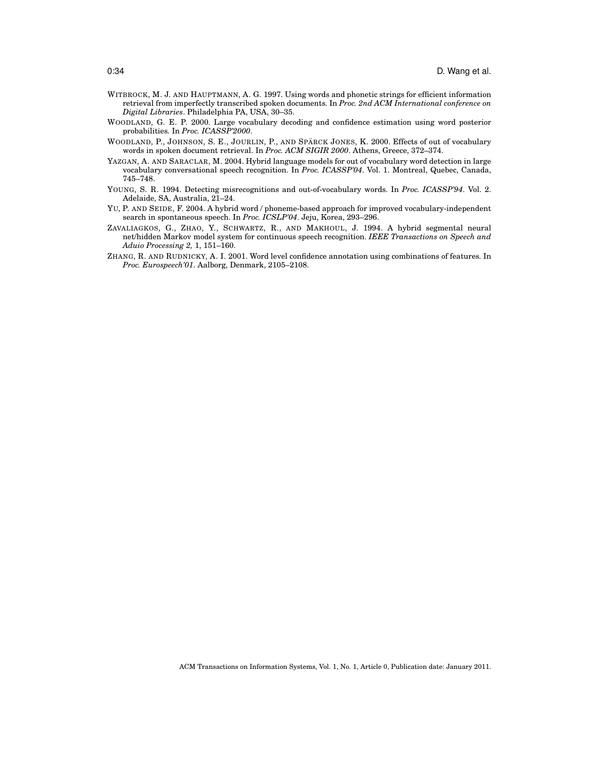WITBROCK, M. J. AND HAUPTMANN, A. G. 1997. Using words and phonetic strings for efficient information retrieval from imperfectly transcribed spoken documents. In *Proc. 2nd ACM International conference on Digital Libraries*. Philadelphia PA, USA, 30–35.

WOODLAND, G. E. P. 2000. Large vocabulary decoding and confidence estimation using word posterior probabilities. In *Proc. ICASSP'2000*.

WOODLAND, P., JOHNSON, S. E., JOURLIN, P., AND SPÄRCK JONES, K. 2000. Effects of out of vocabulary words in spoken document retrieval. In *Proc. ACM SIGIR 2000*. Athens, Greece, 372–374.

YAZGAN, A. AND SARACLAR, M. 2004. Hybrid language models for out of vocabulary word detection in large vocabulary conversational speech recognition. In *Proc. ICASSP'04*. Vol. 1. Montreal, Quebec, Canada, 745–748.

YOUNG, S. R. 1994. Detecting misrecognitions and out-of-vocabulary words. In *Proc. ICASSP'94*. Vol. 2. Adelaide, SA, Australia, 21–24.

YU, P. AND SEIDE, F. 2004. A hybrid word / phoneme-based approach for improved vocabulary-independent search in spontaneous speech. In *Proc. ICSLP'04*. Jeju, Korea, 293–296.

ZAVALIAGKOS, G., ZHAO, Y., SCHWARTZ, R., AND MAKHOUL, J. 1994. A hybrid segmental neural net/hidden Markov model system for continuous speech recognition. *IEEE Transactions on Speech and Aduio Processing 2,* 1, 151–160.

ZHANG, R. AND RUDNICKY, A. I. 2001. Word level confidence annotation using combinations of features. In *Proc. Eurospeech'01*. Aalborg, Denmark, 2105–2108.